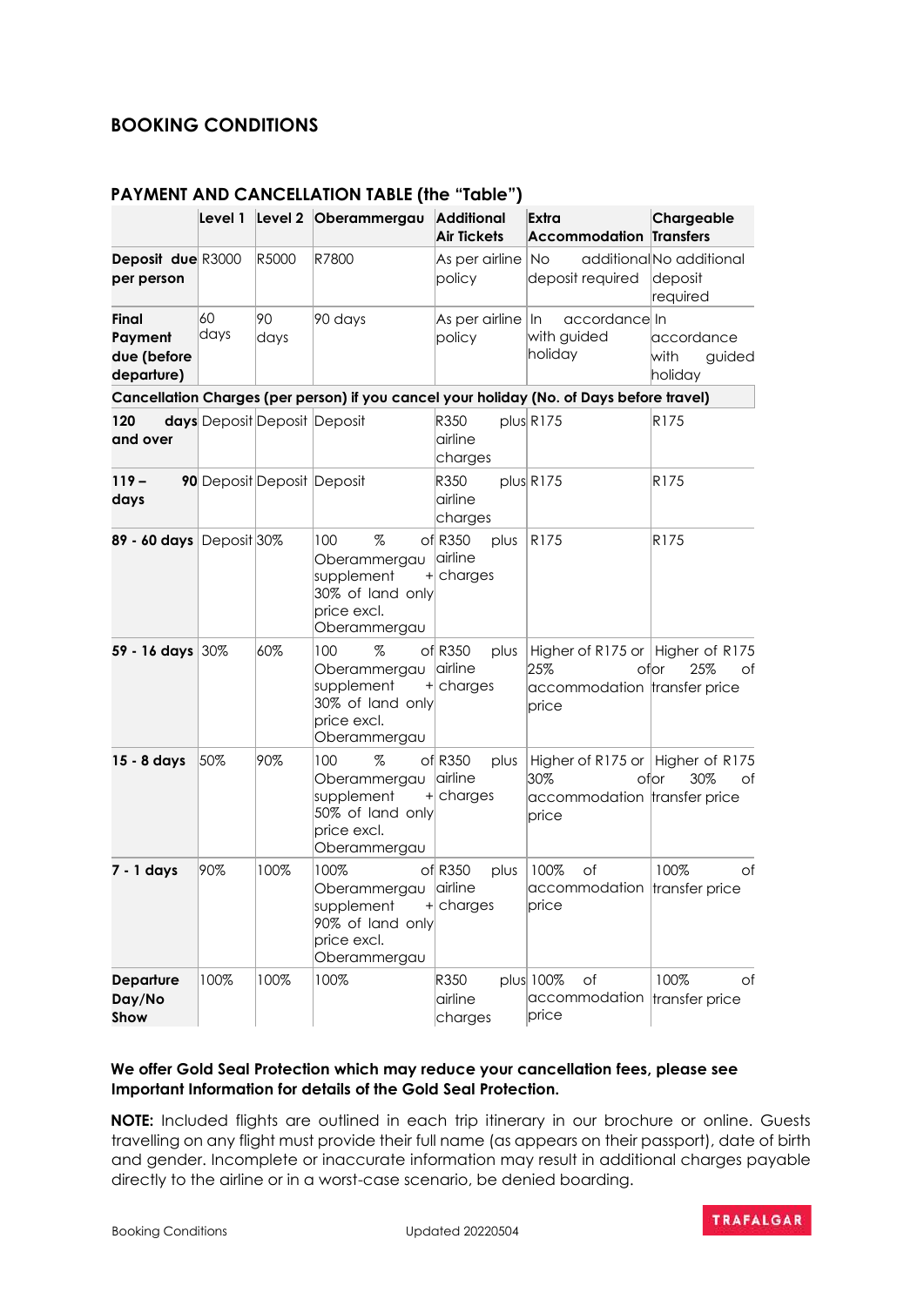## BOOKING CONDITIONS

### PAYMENT AND CANCELLATION TABLE (the "Table")

| | Level 1 | Level 2 | Oberammergau | Additional Air Tickets | Extra Accommodation | Chargeable Transfers |
|---|---|---|---|---|---|---|
| **Deposit due per person** | R3000 | R5000 | R7800 | As per airline policy | No additional deposit required | No additional deposit required |
| **Final Payment due (before departure)** | 60 days | 90 days | 90 days | As per airline policy | In accordance with guided holiday | In accordance with guided holiday |
| **Cancellation Charges (per person) if you cancel your holiday (No. of Days before travel)** | | | | | | |
| **120 days and over** | Deposit | Deposit | Deposit | R350 plus airline charges | R175 | R175 |
| **119 – 90 days** | Deposit | Deposit | Deposit | R350 plus airline charges | R175 | R175 |
| **89 - 60 days** | Deposit | 30% | 100 % of Oberammergau supplement + 30% of land only price excl. Oberammergau | R350 plus airline charges | R175 | R175 |
| **59 - 16 days** | 30% | 60% | 100 % of Oberammergau supplement + 30% of land only price excl. Oberammergau | R350 plus airline charges | Higher of R175 or 25% of accommodation price | Higher of R175 or 25% of transfer price |
| **15 - 8 days** | 50% | 90% | 100 % of Oberammergau supplement + 50% of land only price excl. Oberammergau | R350 plus airline charges | Higher of R175 or 30% of accommodation price | Higher of R175 or 30% of transfer price |
| **7 - 1 days** | 90% | 100% | 100% of Oberammergau supplement + 90% of land only price excl. Oberammergau | R350 plus airline charges | 100% of accommodation price | 100% of transfer price |
| **Departure Day/No Show** | 100% | 100% | 100% | R350 plus airline charges | 100% of accommodation price | 100% of transfer price |

**We offer Gold Seal Protection which may reduce your cancellation fees, please see Important Information for details of the Gold Seal Protection.**

**NOTE:** Included flights are outlined in each trip itinerary in our brochure or online. Guests travelling on any flight must provide their full name (as appears on their passport), date of birth and gender. Incomplete or inaccurate information may result in additional charges payable directly to the airline or in a worst-case scenario, be denied boarding.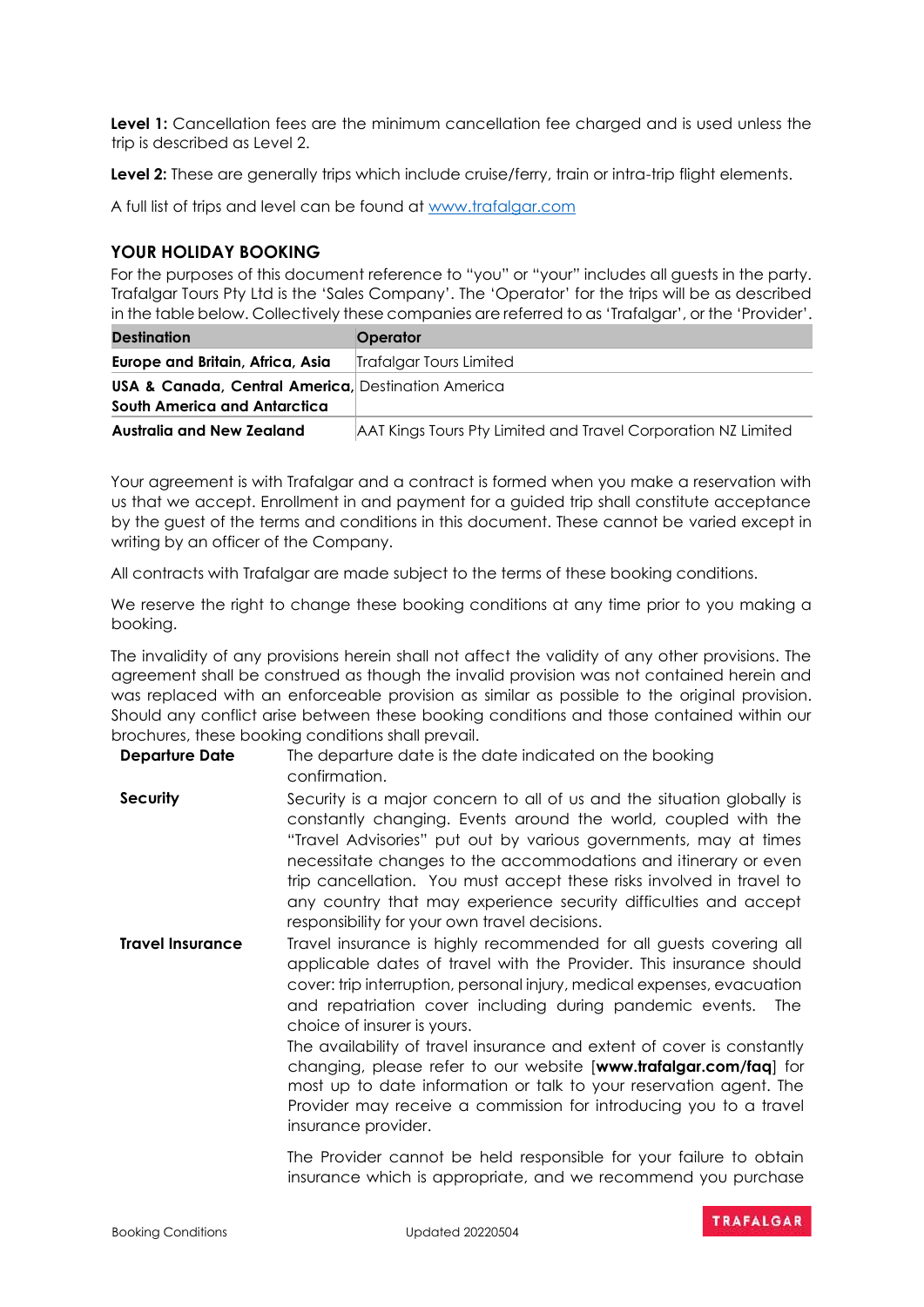**Level 1:** Cancellation fees are the minimum cancellation fee charged and is used unless the trip is described as Level 2.

**Level 2:** These are generally trips which include cruise/ferry, train or intra-trip flight elements.

A full list of trips and level can be found at [www.trafalgar.com](www.trafalgar.com)

## YOUR HOLIDAY BOOKING

For the purposes of this document reference to "you" or "your" includes all guests in the party. Trafalgar Tours Pty Ltd is the 'Sales Company'. The 'Operator' for the trips will be as described in the table below. Collectively these companies are referred to as 'Trafalgar', or the 'Provider'.

| Destination | Operator |
|---|---|
| **Europe and Britain, Africa, Asia** | Trafalgar Tours Limited |
| **USA & Canada, Central America, South America and Antarctica** | Destination America |
| **Australia and New Zealand** | AAT Kings Tours Pty Limited and Travel Corporation NZ Limited |

Your agreement is with Trafalgar and a contract is formed when you make a reservation with us that we accept. Enrollment in and payment for a guided trip shall constitute acceptance by the guest of the terms and conditions in this document. These cannot be varied except in writing by an officer of the Company.

All contracts with Trafalgar are made subject to the terms of these booking conditions.

We reserve the right to change these booking conditions at any time prior to you making a booking.

The invalidity of any provisions herein shall not affect the validity of any other provisions. The agreement shall be construed as though the invalid provision was not contained herein and was replaced with an enforceable provision as similar as possible to the original provision. Should any conflict arise between these booking conditions and those contained within our brochures, these booking conditions shall prevail.

**Departure Date**

The departure date is the date indicated on the booking confirmation.

**Security**

Security is a major concern to all of us and the situation globally is constantly changing. Events around the world, coupled with the "Travel Advisories" put out by various governments, may at times necessitate changes to the accommodations and itinerary or even trip cancellation. You must accept these risks involved in travel to any country that may experience security difficulties and accept responsibility for your own travel decisions.

**Travel Insurance**

Travel insurance is highly recommended for all guests covering all applicable dates of travel with the Provider. This insurance should cover: trip interruption, personal injury, medical expenses, evacuation and repatriation cover including during pandemic events. The choice of insurer is yours.

The availability of travel insurance and extent of cover is constantly changing, please refer to our website [**www.trafalgar.com/faq**] for most up to date information or talk to your reservation agent. The Provider may receive a commission for introducing you to a travel insurance provider.

The Provider cannot be held responsible for your failure to obtain insurance which is appropriate, and we recommend you purchase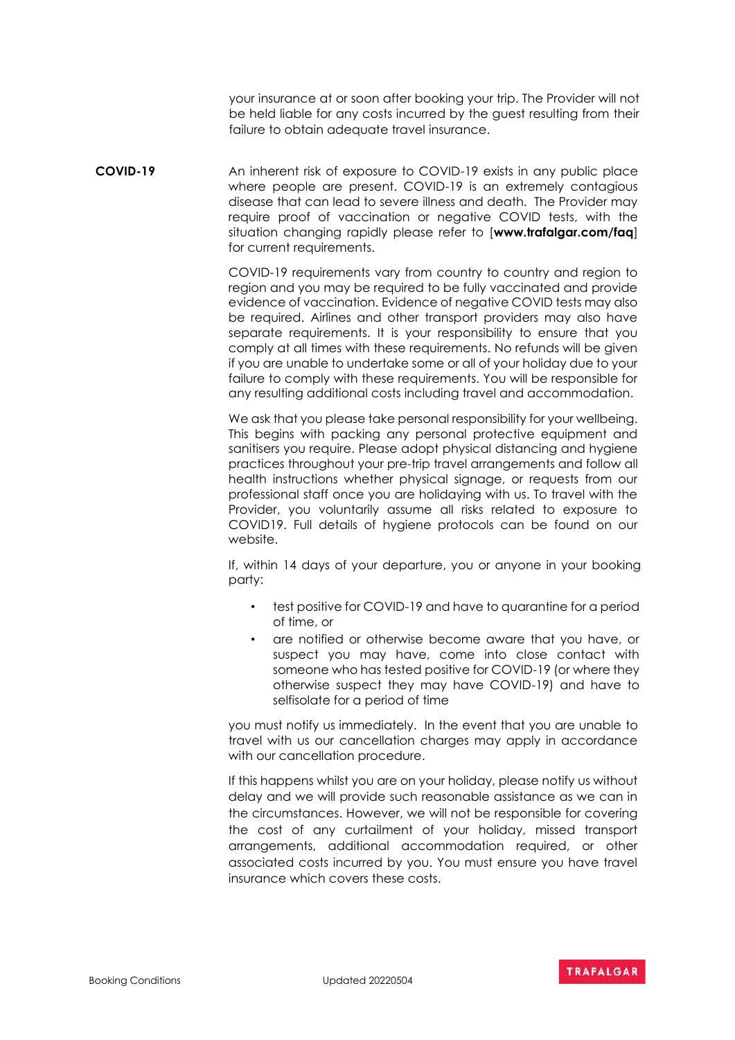your insurance at or soon after booking your trip. The Provider will not be held liable for any costs incurred by the guest resulting from their failure to obtain adequate travel insurance.

**COVID-19**

An inherent risk of exposure to COVID-19 exists in any public place where people are present. COVID-19 is an extremely contagious disease that can lead to severe illness and death. The Provider may require proof of vaccination or negative COVID tests, with the situation changing rapidly please refer to [**www.trafalgar.com/faq**] for current requirements.

COVID-19 requirements vary from country to country and region to region and you may be required to be fully vaccinated and provide evidence of vaccination. Evidence of negative COVID tests may also be required. Airlines and other transport providers may also have separate requirements. It is your responsibility to ensure that you comply at all times with these requirements. No refunds will be given if you are unable to undertake some or all of your holiday due to your failure to comply with these requirements. You will be responsible for any resulting additional costs including travel and accommodation.

We ask that you please take personal responsibility for your wellbeing. This begins with packing any personal protective equipment and sanitisers you require. Please adopt physical distancing and hygiene practices throughout your pre-trip travel arrangements and follow all health instructions whether physical signage, or requests from our professional staff once you are holidaying with us. To travel with the Provider, you voluntarily assume all risks related to exposure to COVID19. Full details of hygiene protocols can be found on our website.

If, within 14 days of your departure, you or anyone in your booking party:

- test positive for COVID-19 and have to quarantine for a period of time, or
- are notified or otherwise become aware that you have, or suspect you may have, come into close contact with someone who has tested positive for COVID-19 (or where they otherwise suspect they may have COVID-19) and have to selfisolate for a period of time

you must notify us immediately. In the event that you are unable to travel with us our cancellation charges may apply in accordance with our cancellation procedure.

If this happens whilst you are on your holiday, please notify us without delay and we will provide such reasonable assistance as we can in the circumstances. However, we will not be responsible for covering the cost of any curtailment of your holiday, missed transport arrangements, additional accommodation required, or other associated costs incurred by you. You must ensure you have travel insurance which covers these costs.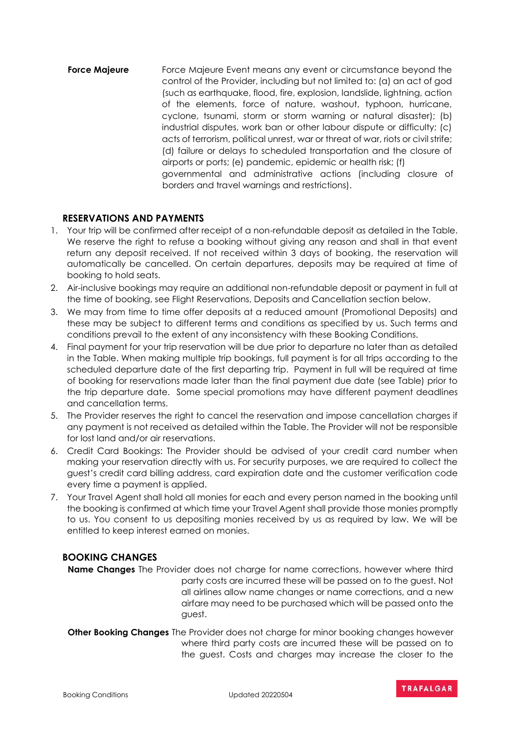**Force Majeure** Force Majeure Event means any event or circumstance beyond the control of the Provider, including but not limited to: (a) an act of god (such as earthquake, flood, fire, explosion, landslide, lightning, action of the elements, force of nature, washout, typhoon, hurricane, cyclone, tsunami, storm or storm warning or natural disaster); (b) industrial disputes, work ban or other labour dispute or difficulty; (c) acts of terrorism, political unrest, war or threat of war, riots or civil strife; (d) failure or delays to scheduled transportation and the closure of airports or ports; (e) pandemic, epidemic or health risk; (f) governmental and administrative actions (including closure of borders and travel warnings and restrictions).

## RESERVATIONS AND PAYMENTS

1. Your trip will be confirmed after receipt of a non-refundable deposit as detailed in the Table. We reserve the right to refuse a booking without giving any reason and shall in that event return any deposit received. If not received within 3 days of booking, the reservation will automatically be cancelled. On certain departures, deposits may be required at time of booking to hold seats.
2. Air-inclusive bookings may require an additional non-refundable deposit or payment in full at the time of booking, see Flight Reservations, Deposits and Cancellation section below.
3. We may from time to time offer deposits at a reduced amount (Promotional Deposits) and these may be subject to different terms and conditions as specified by us. Such terms and conditions prevail to the extent of any inconsistency with these Booking Conditions.
4. Final payment for your trip reservation will be due prior to departure no later than as detailed in the Table. When making multiple trip bookings, full payment is for all trips according to the scheduled departure date of the first departing trip. Payment in full will be required at time of booking for reservations made later than the final payment due date (see Table) prior to the trip departure date. Some special promotions may have different payment deadlines and cancellation terms.
5. The Provider reserves the right to cancel the reservation and impose cancellation charges if any payment is not received as detailed within the Table. The Provider will not be responsible for lost land and/or air reservations.
6. Credit Card Bookings: The Provider should be advised of your credit card number when making your reservation directly with us. For security purposes, we are required to collect the guest's credit card billing address, card expiration date and the customer verification code every time a payment is applied.
7. Your Travel Agent shall hold all monies for each and every person named in the booking until the booking is confirmed at which time your Travel Agent shall provide those monies promptly to us. You consent to us depositing monies received by us as required by law. We will be entitled to keep interest earned on monies.

## BOOKING CHANGES

**Name Changes** The Provider does not charge for name corrections, however where third party costs are incurred these will be passed on to the guest. Not all airlines allow name changes or name corrections, and a new airfare may need to be purchased which will be passed onto the guest.

**Other Booking Changes** The Provider does not charge for minor booking changes however where third party costs are incurred these will be passed on to the guest. Costs and charges may increase the closer to the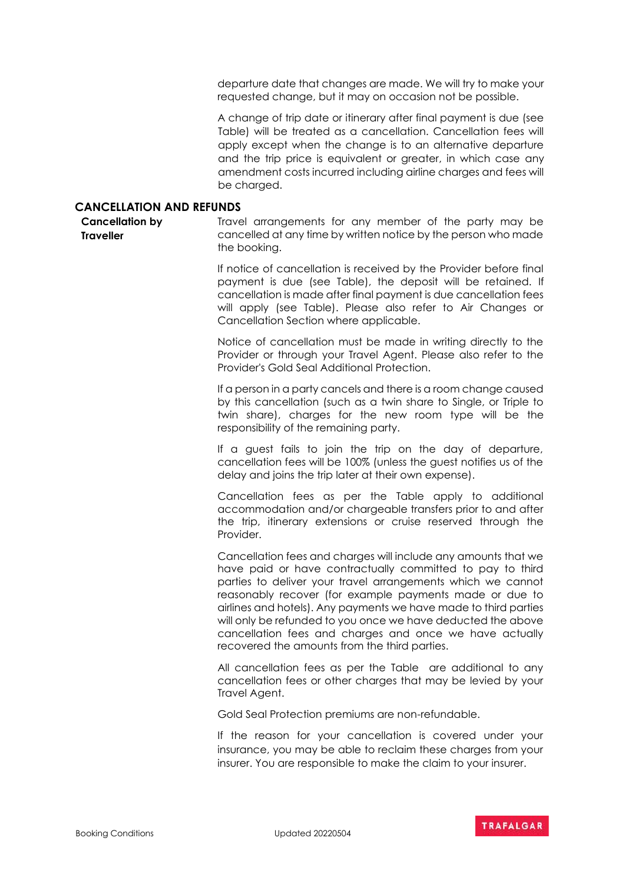departure date that changes are made. We will try to make your requested change, but it may on occasion not be possible.

A change of trip date or itinerary after final payment is due (see Table) will be treated as a cancellation. Cancellation fees will apply except when the change is to an alternative departure and the trip price is equivalent or greater, in which case any amendment costs incurred including airline charges and fees will be charged.

## CANCELLATION AND REFUNDS

**Cancellation by Traveller**

Travel arrangements for any member of the party may be cancelled at any time by written notice by the person who made the booking.

If notice of cancellation is received by the Provider before final payment is due (see Table), the deposit will be retained. If cancellation is made after final payment is due cancellation fees will apply (see Table). Please also refer to Air Changes or Cancellation Section where applicable.

Notice of cancellation must be made in writing directly to the Provider or through your Travel Agent. Please also refer to the Provider's Gold Seal Additional Protection.

If a person in a party cancels and there is a room change caused by this cancellation (such as a twin share to Single, or Triple to twin share), charges for the new room type will be the responsibility of the remaining party.

If a guest fails to join the trip on the day of departure, cancellation fees will be 100% (unless the guest notifies us of the delay and joins the trip later at their own expense).

Cancellation fees as per the Table apply to additional accommodation and/or chargeable transfers prior to and after the trip, itinerary extensions or cruise reserved through the Provider.

Cancellation fees and charges will include any amounts that we have paid or have contractually committed to pay to third parties to deliver your travel arrangements which we cannot reasonably recover (for example payments made or due to airlines and hotels). Any payments we have made to third parties will only be refunded to you once we have deducted the above cancellation fees and charges and once we have actually recovered the amounts from the third parties.

All cancellation fees as per the Table are additional to any cancellation fees or other charges that may be levied by your Travel Agent.

Gold Seal Protection premiums are non-refundable.

If the reason for your cancellation is covered under your insurance, you may be able to reclaim these charges from your insurer. You are responsible to make the claim to your insurer.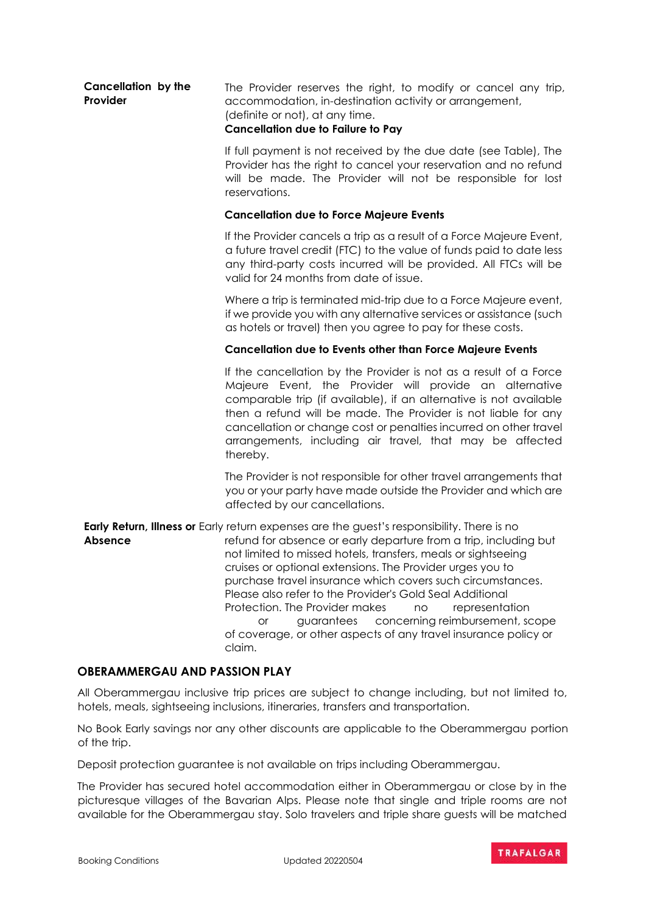**Cancellation by the Provider**

The Provider reserves the right, to modify or cancel any trip, accommodation, in-destination activity or arrangement, (definite or not), at any time.

**Cancellation due to Failure to Pay**

If full payment is not received by the due date (see Table), The Provider has the right to cancel your reservation and no refund will be made. The Provider will not be responsible for lost reservations.

**Cancellation due to Force Majeure Events**

If the Provider cancels a trip as a result of a Force Majeure Event, a future travel credit (FTC) to the value of funds paid to date less any third-party costs incurred will be provided. All FTCs will be valid for 24 months from date of issue.

Where a trip is terminated mid-trip due to a Force Majeure event, if we provide you with any alternative services or assistance (such as hotels or travel) then you agree to pay for these costs.

**Cancellation due to Events other than Force Majeure Events**

If the cancellation by the Provider is not as a result of a Force Majeure Event, the Provider will provide an alternative comparable trip (if available), if an alternative is not available then a refund will be made. The Provider is not liable for any cancellation or change cost or penalties incurred on other travel arrangements, including air travel, that may be affected thereby.

The Provider is not responsible for other travel arrangements that you or your party have made outside the Provider and which are affected by our cancellations.

**Early Return, Illness or Absence**

Early return expenses are the guest's responsibility. There is no refund for absence or early departure from a trip, including but not limited to missed hotels, transfers, meals or sightseeing cruises or optional extensions. The Provider urges you to purchase travel insurance which covers such circumstances. Please also refer to the Provider's Gold Seal Additional Protection. The Provider makes no representation or guarantees concerning reimbursement, scope of coverage, or other aspects of any travel insurance policy or claim.

## OBERAMMERGAU AND PASSION PLAY

All Oberammergau inclusive trip prices are subject to change including, but not limited to, hotels, meals, sightseeing inclusions, itineraries, transfers and transportation.

No Book Early savings nor any other discounts are applicable to the Oberammergau portion of the trip.

Deposit protection guarantee is not available on trips including Oberammergau.

The Provider has secured hotel accommodation either in Oberammergau or close by in the picturesque villages of the Bavarian Alps. Please note that single and triple rooms are not available for the Oberammergau stay. Solo travelers and triple share guests will be matched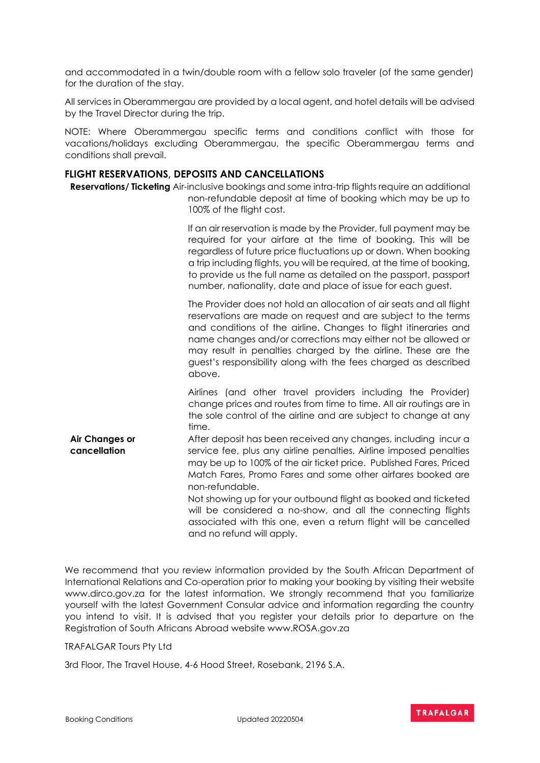and accommodated in a twin/double room with a fellow solo traveler (of the same gender) for the duration of the stay.

All services in Oberammergau are provided by a local agent, and hotel details will be advised by the Travel Director during the trip.

NOTE: Where Oberammergau specific terms and conditions conflict with those for vacations/holidays excluding Oberammergau, the specific Oberammergau terms and conditions shall prevail.

## FLIGHT RESERVATIONS, DEPOSITS AND CANCELLATIONS

**Reservations/ Ticketing** Air-inclusive bookings and some intra-trip flights require an additional non-refundable deposit at time of booking which may be up to 100% of the flight cost.

If an air reservation is made by the Provider, full payment may be required for your airfare at the time of booking. This will be regardless of future price fluctuations up or down. When booking a trip including flights, you will be required, at the time of booking, to provide us the full name as detailed on the passport, passport number, nationality, date and place of issue for each guest.

The Provider does not hold an allocation of air seats and all flight reservations are made on request and are subject to the terms and conditions of the airline. Changes to flight itineraries and name changes and/or corrections may either not be allowed or may result in penalties charged by the airline. These are the guest's responsibility along with the fees charged as described above.

Airlines (and other travel providers including the Provider) change prices and routes from time to time. All air routings are in the sole control of the airline and are subject to change at any time.

**Air Changes or cancellation** After deposit has been received any changes, including incur a service fee, plus any airline penalties. Airline imposed penalties may be up to 100% of the air ticket price. Published Fares, Priced Match Fares, Promo Fares and some other airfares booked are non-refundable.

Not showing up for your outbound flight as booked and ticketed will be considered a no-show, and all the connecting flights associated with this one, even a return flight will be cancelled and no refund will apply.

We recommend that you review information provided by the South African Department of International Relations and Co-operation prior to making your booking by visiting their website www.dirco.gov.za for the latest information. We strongly recommend that you familiarize yourself with the latest Government Consular advice and information regarding the country you intend to visit. It is advised that you register your details prior to departure on the Registration of South Africans Abroad website www.ROSA.gov.za

TRAFALGAR Tours Pty Ltd

3rd Floor, The Travel House, 4-6 Hood Street, Rosebank, 2196 S.A.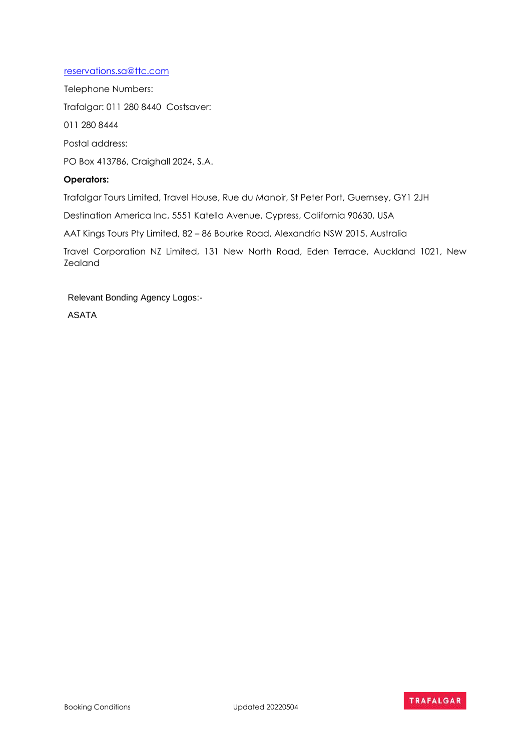reservations.sa@ttc.com

Telephone Numbers:

Trafalgar: 011 280 8440 Costsaver:

011 280 8444

Postal address:

PO Box 413786, Craighall 2024, S.A.

**Operators:**

Trafalgar Tours Limited, Travel House, Rue du Manoir, St Peter Port, Guernsey, GY1 2JH

Destination America Inc, 5551 Katella Avenue, Cypress, California 90630, USA

AAT Kings Tours Pty Limited, 82 – 86 Bourke Road, Alexandria NSW 2015, Australia

Travel Corporation NZ Limited, 131 New North Road, Eden Terrace, Auckland 1021, New Zealand

Relevant Bonding Agency Logos:-

ASATA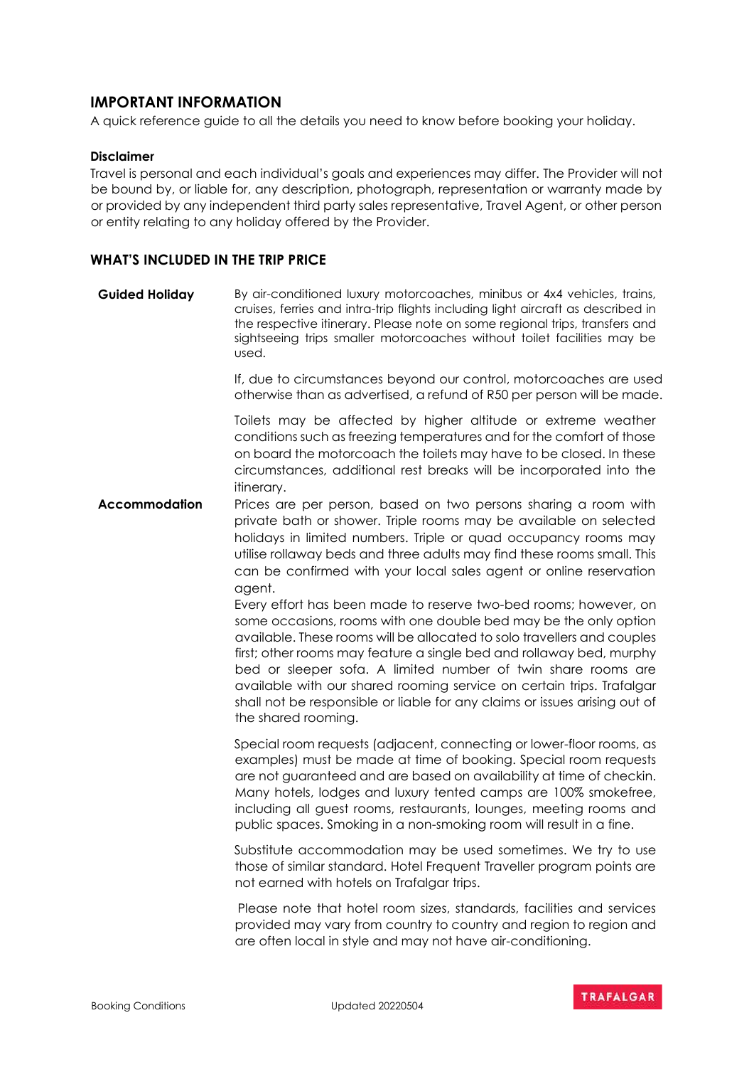## IMPORTANT INFORMATION

A quick reference guide to all the details you need to know before booking your holiday.

**Disclaimer**

Travel is personal and each individual's goals and experiences may differ. The Provider will not be bound by, or liable for, any description, photograph, representation or warranty made by or provided by any independent third party sales representative, Travel Agent, or other person or entity relating to any holiday offered by the Provider.

### WHAT'S INCLUDED IN THE TRIP PRICE

**Guided Holiday**

By air-conditioned luxury motorcoaches, minibus or 4x4 vehicles, trains, cruises, ferries and intra-trip flights including light aircraft as described in the respective itinerary. Please note on some regional trips, transfers and sightseeing trips smaller motorcoaches without toilet facilities may be used.

If, due to circumstances beyond our control, motorcoaches are used otherwise than as advertised, a refund of R50 per person will be made.

Toilets may be affected by higher altitude or extreme weather conditions such as freezing temperatures and for the comfort of those on board the motorcoach the toilets may have to be closed. In these circumstances, additional rest breaks will be incorporated into the itinerary.

**Accommodation**

Prices are per person, based on two persons sharing a room with private bath or shower. Triple rooms may be available on selected holidays in limited numbers. Triple or quad occupancy rooms may utilise rollaway beds and three adults may find these rooms small. This can be confirmed with your local sales agent or online reservation agent.

Every effort has been made to reserve two-bed rooms; however, on some occasions, rooms with one double bed may be the only option available. These rooms will be allocated to solo travellers and couples first; other rooms may feature a single bed and rollaway bed, murphy bed or sleeper sofa. A limited number of twin share rooms are available with our shared rooming service on certain trips. Trafalgar shall not be responsible or liable for any claims or issues arising out of the shared rooming.

Special room requests (adjacent, connecting or lower-floor rooms, as examples) must be made at time of booking. Special room requests are not guaranteed and are based on availability at time of checkin. Many hotels, lodges and luxury tented camps are 100% smokefree, including all guest rooms, restaurants, lounges, meeting rooms and public spaces. Smoking in a non-smoking room will result in a fine.

Substitute accommodation may be used sometimes. We try to use those of similar standard. Hotel Frequent Traveller program points are not earned with hotels on Trafalgar trips.

Please note that hotel room sizes, standards, facilities and services provided may vary from country to country and region to region and are often local in style and may not have air-conditioning.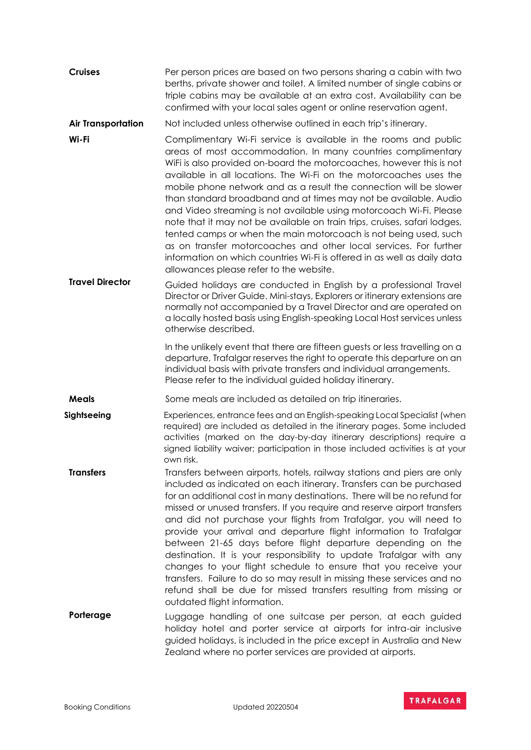**Cruises**

Per person prices are based on two persons sharing a cabin with two berths, private shower and toilet. A limited number of single cabins or triple cabins may be available at an extra cost. Availability can be confirmed with your local sales agent or online reservation agent.

**Air Transportation**

Not included unless otherwise outlined in each trip's itinerary.

**Wi-Fi**

Complimentary Wi-Fi service is available in the rooms and public areas of most accommodation. In many countries complimentary WiFi is also provided on-board the motorcoaches, however this is not available in all locations. The Wi-Fi on the motorcoaches uses the mobile phone network and as a result the connection will be slower than standard broadband and at times may not be available. Audio and Video streaming is not available using motorcoach Wi-Fi. Please note that it may not be available on train trips, cruises, safari lodges, tented camps or when the main motorcoach is not being used, such as on transfer motorcoaches and other local services. For further information on which countries Wi-Fi is offered in as well as daily data allowances please refer to the website.

**Travel Director**

Guided holidays are conducted in English by a professional Travel Director or Driver Guide. Mini-stays, Explorers or itinerary extensions are normally not accompanied by a Travel Director and are operated on a locally hosted basis using English-speaking Local Host services unless otherwise described.

In the unlikely event that there are fifteen guests or less travelling on a departure, Trafalgar reserves the right to operate this departure on an individual basis with private transfers and individual arrangements. Please refer to the individual guided holiday itinerary.

**Meals**

Some meals are included as detailed on trip itineraries.

**Sightseeing**

Experiences, entrance fees and an English-speaking Local Specialist (when required) are included as detailed in the itinerary pages. Some included activities (marked on the day-by-day itinerary descriptions) require a signed liability waiver; participation in those included activities is at your own risk.

**Transfers**

Transfers between airports, hotels, railway stations and piers are only included as indicated on each itinerary. Transfers can be purchased for an additional cost in many destinations. There will be no refund for missed or unused transfers. If you require and reserve airport transfers and did not purchase your flights from Trafalgar, you will need to provide your arrival and departure flight information to Trafalgar between 21-65 days before flight departure depending on the destination. It is your responsibility to update Trafalgar with any changes to your flight schedule to ensure that you receive your transfers. Failure to do so may result in missing these services and no refund shall be due for missed transfers resulting from missing or outdated flight information.

**Porterage**

Luggage handling of one suitcase per person, at each guided holiday hotel and porter service at airports for intra-air inclusive guided holidays, is included in the price except in Australia and New Zealand where no porter services are provided at airports.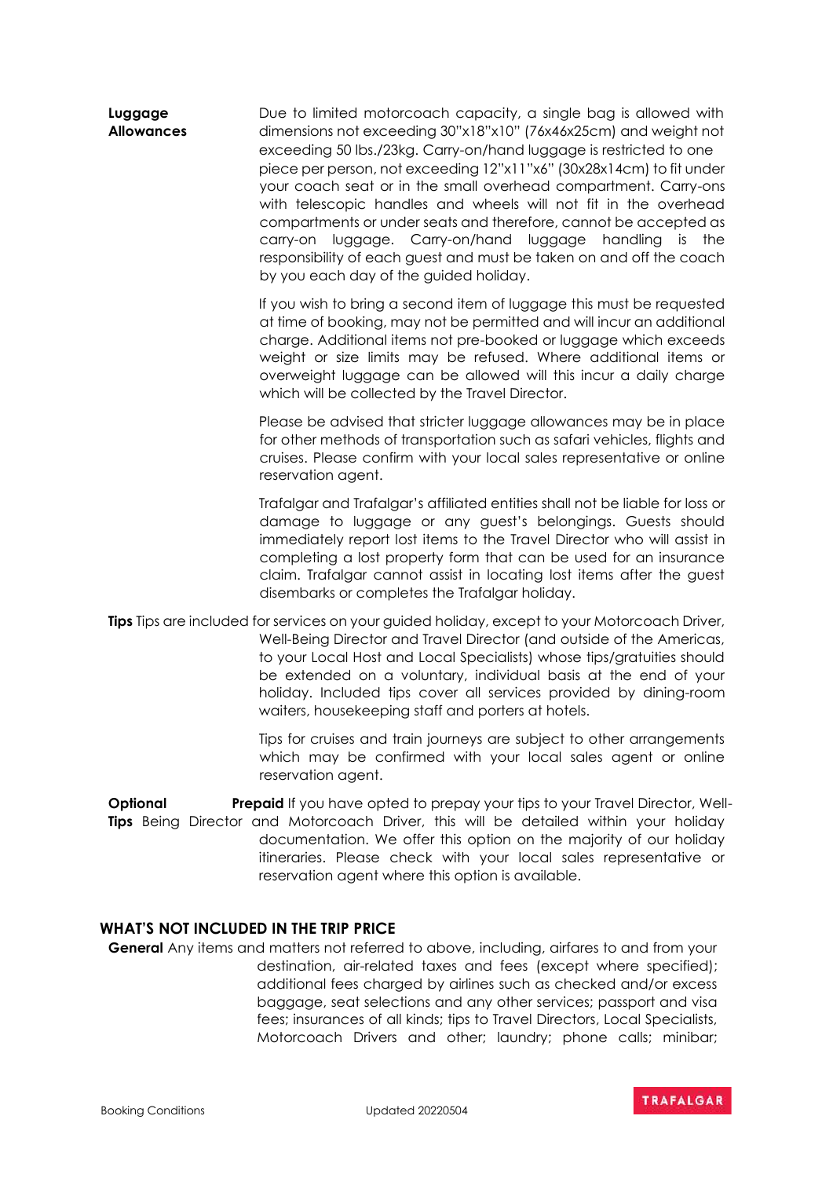**Luggage Allowances** Due to limited motorcoach capacity, a single bag is allowed with dimensions not exceeding 30"x18"x10" (76x46x25cm) and weight not exceeding 50 lbs./23kg. Carry-on/hand luggage is restricted to one piece per person, not exceeding 12"x11"x6" (30x28x14cm) to fit under your coach seat or in the small overhead compartment. Carry-ons with telescopic handles and wheels will not fit in the overhead compartments or under seats and therefore, cannot be accepted as carry-on luggage. Carry-on/hand luggage handling is the responsibility of each guest and must be taken on and off the coach by you each day of the guided holiday.

If you wish to bring a second item of luggage this must be requested at time of booking, may not be permitted and will incur an additional charge. Additional items not pre-booked or luggage which exceeds weight or size limits may be refused. Where additional items or overweight luggage can be allowed will this incur a daily charge which will be collected by the Travel Director.

Please be advised that stricter luggage allowances may be in place for other methods of transportation such as safari vehicles, flights and cruises. Please confirm with your local sales representative or online reservation agent.

Trafalgar and Trafalgar's affiliated entities shall not be liable for loss or damage to luggage or any guest's belongings. Guests should immediately report lost items to the Travel Director who will assist in completing a lost property form that can be used for an insurance claim. Trafalgar cannot assist in locating lost items after the guest disembarks or completes the Trafalgar holiday.

**Tips** Tips are included for services on your guided holiday, except to your Motorcoach Driver, Well-Being Director and Travel Director (and outside of the Americas, to your Local Host and Local Specialists) whose tips/gratuities should be extended on a voluntary, individual basis at the end of your holiday. Included tips cover all services provided by dining-room waiters, housekeeping staff and porters at hotels.

Tips for cruises and train journeys are subject to other arrangements which may be confirmed with your local sales agent or online reservation agent.

**Optional Tips** **Prepaid** If you have opted to prepay your tips to your Travel Director, Well-Being Director and Motorcoach Driver, this will be detailed within your holiday documentation. We offer this option on the majority of our holiday itineraries. Please check with your local sales representative or reservation agent where this option is available.

## WHAT'S NOT INCLUDED IN THE TRIP PRICE

**General** Any items and matters not referred to above, including, airfares to and from your destination, air-related taxes and fees (except where specified); additional fees charged by airlines such as checked and/or excess baggage, seat selections and any other services; passport and visa fees; insurances of all kinds; tips to Travel Directors, Local Specialists, Motorcoach Drivers and other; laundry; phone calls; minibar;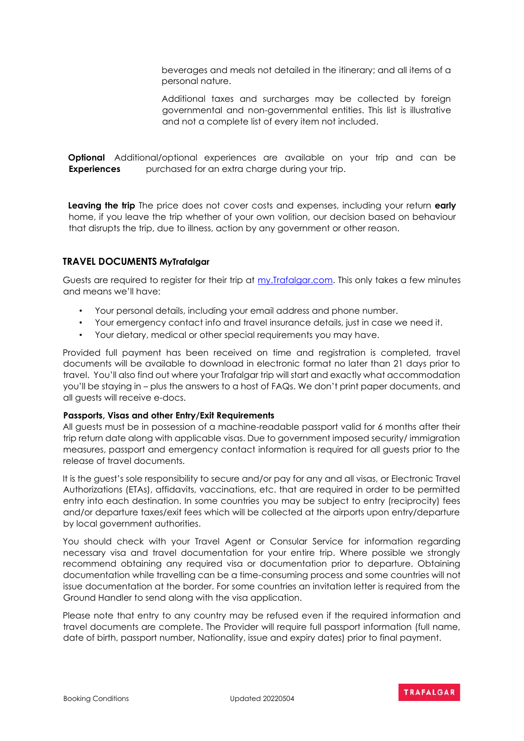beverages and meals not detailed in the itinerary; and all items of a personal nature.

Additional taxes and surcharges may be collected by foreign governmental and non-governmental entities. This list is illustrative and not a complete list of every item not included.

**Optional Experiences** Additional/optional experiences are available on your trip and can be purchased for an extra charge during your trip.

**Leaving the trip** The price does not cover costs and expenses, including your return **early** home, if you leave the trip whether of your own volition, our decision based on behaviour that disrupts the trip, due to illness, action by any government or other reason.

## TRAVEL DOCUMENTS MyTrafalgar

Guests are required to register for their trip at [my.Trafalgar.com](my.Trafalgar.com). This only takes a few minutes and means we'll have:

- Your personal details, including your email address and phone number.
- Your emergency contact info and travel insurance details, just in case we need it.
- Your dietary, medical or other special requirements you may have.

Provided full payment has been received on time and registration is completed, travel documents will be available to download in electronic format no later than 21 days prior to travel. You'll also find out where your Trafalgar trip will start and exactly what accommodation you'll be staying in – plus the answers to a host of FAQs. We don't print paper documents, and all guests will receive e-docs.

### Passports, Visas and other Entry/Exit Requirements

All guests must be in possession of a machine-readable passport valid for 6 months after their trip return date along with applicable visas. Due to government imposed security/ immigration measures, passport and emergency contact information is required for all guests prior to the release of travel documents.

It is the guest's sole responsibility to secure and/or pay for any and all visas, or Electronic Travel Authorizations (ETAs), affidavits, vaccinations, etc. that are required in order to be permitted entry into each destination. In some countries you may be subject to entry (reciprocity) fees and/or departure taxes/exit fees which will be collected at the airports upon entry/departure by local government authorities.

You should check with your Travel Agent or Consular Service for information regarding necessary visa and travel documentation for your entire trip. Where possible we strongly recommend obtaining any required visa or documentation prior to departure. Obtaining documentation while travelling can be a time-consuming process and some countries will not issue documentation at the border. For some countries an invitation letter is required from the Ground Handler to send along with the visa application.

Please note that entry to any country may be refused even if the required information and travel documents are complete. The Provider will require full passport information (full name, date of birth, passport number, Nationality, issue and expiry dates) prior to final payment.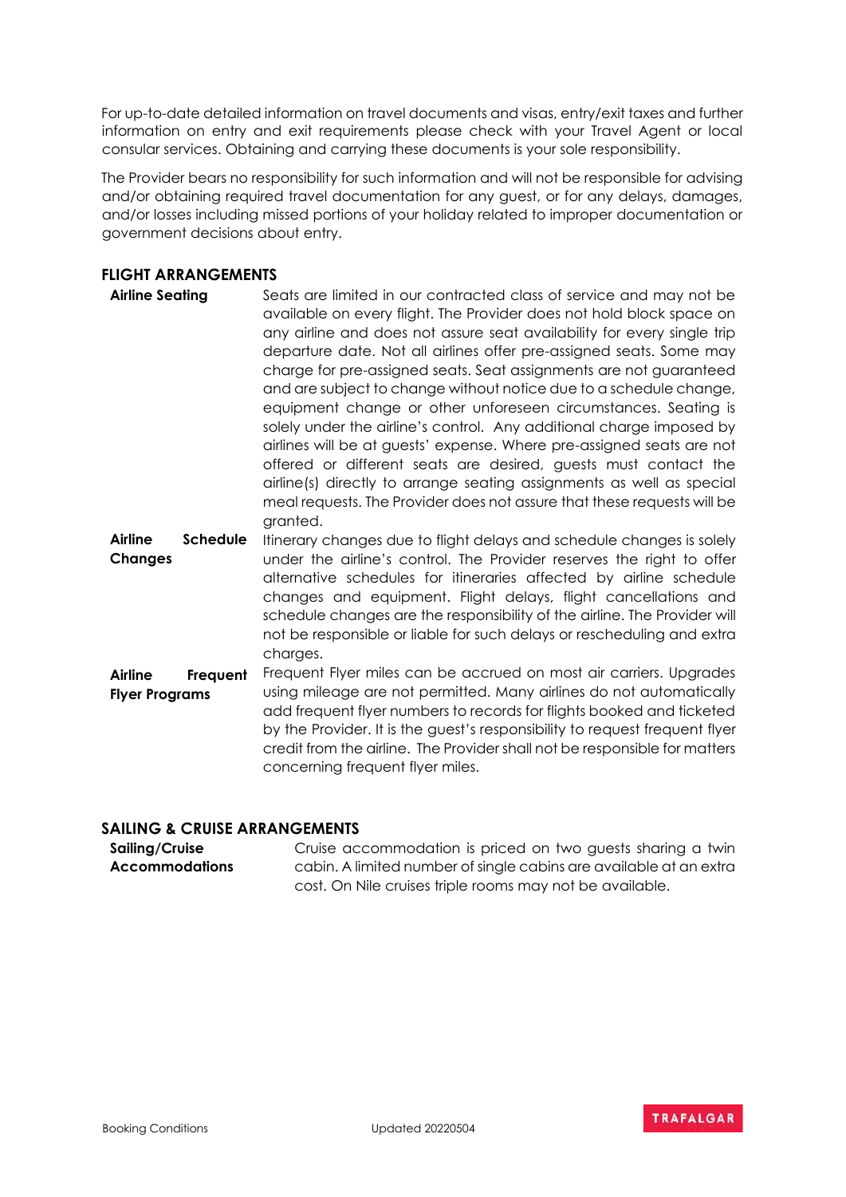For up-to-date detailed information on travel documents and visas, entry/exit taxes and further information on entry and exit requirements please check with your Travel Agent or local consular services. Obtaining and carrying these documents is your sole responsibility.

The Provider bears no responsibility for such information and will not be responsible for advising and/or obtaining required travel documentation for any guest, or for any delays, damages, and/or losses including missed portions of your holiday related to improper documentation or government decisions about entry.

## FLIGHT ARRANGEMENTS

| | |
|---|---|
| **Airline Seating** | Seats are limited in our contracted class of service and may not be available on every flight. The Provider does not hold block space on any airline and does not assure seat availability for every single trip departure date. Not all airlines offer pre-assigned seats. Some may charge for pre-assigned seats. Seat assignments are not guaranteed and are subject to change without notice due to a schedule change, equipment change or other unforeseen circumstances. Seating is solely under the airline's control. Any additional charge imposed by airlines will be at guests' expense. Where pre-assigned seats are not offered or different seats are desired, guests must contact the airline(s) directly to arrange seating assignments as well as special meal requests. The Provider does not assure that these requests will be granted. |
| **Airline Schedule Changes** | Itinerary changes due to flight delays and schedule changes is solely under the airline's control. The Provider reserves the right to offer alternative schedules for itineraries affected by airline schedule changes and equipment. Flight delays, flight cancellations and schedule changes are the responsibility of the airline. The Provider will not be responsible or liable for such delays or rescheduling and extra charges. |
| **Airline Frequent Flyer Programs** | Frequent Flyer miles can be accrued on most air carriers. Upgrades using mileage are not permitted. Many airlines do not automatically add frequent flyer numbers to records for flights booked and ticketed by the Provider. It is the guest's responsibility to request frequent flyer credit from the airline. The Provider shall not be responsible for matters concerning frequent flyer miles. |

## SAILING & CRUISE ARRANGEMENTS

| | |
|---|---|
| **Sailing/Cruise Accommodations** | Cruise accommodation is priced on two guests sharing a twin cabin. A limited number of single cabins are available at an extra cost. On Nile cruises triple rooms may not be available. |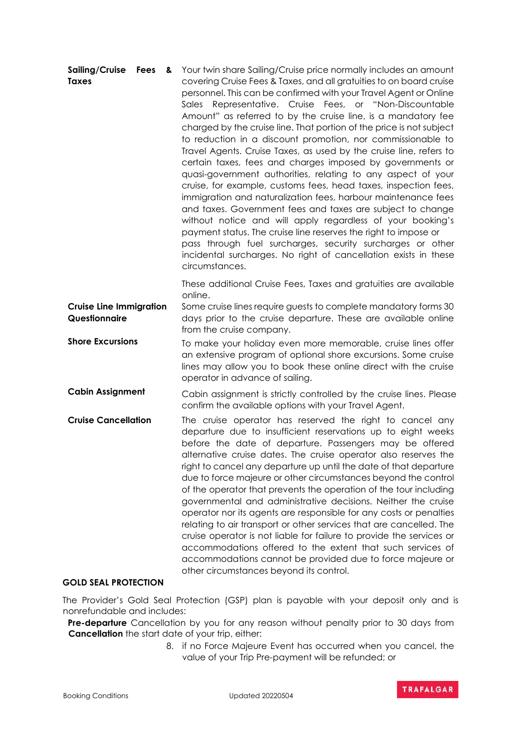**Sailing/Cruise Fees & Taxes**

Your twin share Sailing/Cruise price normally includes an amount covering Cruise Fees & Taxes, and all gratuities to on board cruise personnel. This can be confirmed with your Travel Agent or Online Sales Representative. Cruise Fees, or "Non-Discountable Amount" as referred to by the cruise line, is a mandatory fee charged by the cruise line. That portion of the price is not subject to reduction in a discount promotion, nor commissionable to Travel Agents. Cruise Taxes, as used by the cruise line, refers to certain taxes, fees and charges imposed by governments or quasi-government authorities, relating to any aspect of your cruise, for example, customs fees, head taxes, inspection fees, immigration and naturalization fees, harbour maintenance fees and taxes. Government fees and taxes are subject to change without notice and will apply regardless of your booking's payment status. The cruise line reserves the right to impose or pass through fuel surcharges, security surcharges or other incidental surcharges. No right of cancellation exists in these circumstances.

These additional Cruise Fees, Taxes and gratuities are available online.

**Cruise Line Immigration Questionnaire**

Some cruise lines require guests to complete mandatory forms 30 days prior to the cruise departure. These are available online from the cruise company.

**Shore Excursions**

To make your holiday even more memorable, cruise lines offer an extensive program of optional shore excursions. Some cruise lines may allow you to book these online direct with the cruise operator in advance of sailing.

**Cabin Assignment**

Cabin assignment is strictly controlled by the cruise lines. Please confirm the available options with your Travel Agent.

**Cruise Cancellation**

The cruise operator has reserved the right to cancel any departure due to insufficient reservations up to eight weeks before the date of departure. Passengers may be offered alternative cruise dates. The cruise operator also reserves the right to cancel any departure up until the date of that departure due to force majeure or other circumstances beyond the control of the operator that prevents the operation of the tour including governmental and administrative decisions. Neither the cruise operator nor its agents are responsible for any costs or penalties relating to air transport or other services that are cancelled. The cruise operator is not liable for failure to provide the services or accommodations offered to the extent that such services of accommodations cannot be provided due to force majeure or other circumstances beyond its control.

## GOLD SEAL PROTECTION

The Provider's Gold Seal Protection (GSP) plan is payable with your deposit only and is nonrefundable and includes:

**Pre-departure Cancellation** Cancellation by you for any reason without penalty prior to 30 days from the start date of your trip, either:

8. if no Force Majeure Event has occurred when you cancel, the value of your Trip Pre-payment will be refunded; or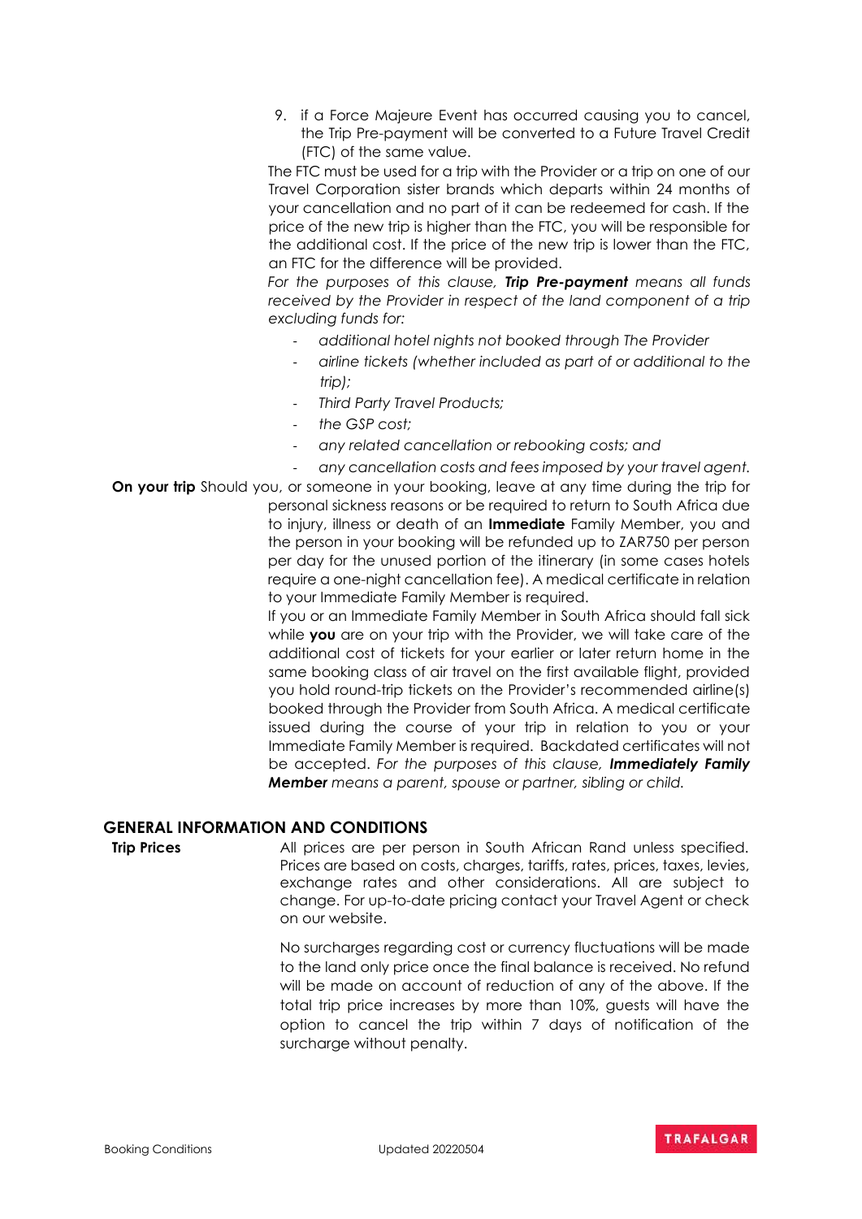9. if a Force Majeure Event has occurred causing you to cancel, the Trip Pre-payment will be converted to a Future Travel Credit (FTC) of the same value.

The FTC must be used for a trip with the Provider or a trip on one of our Travel Corporation sister brands which departs within 24 months of your cancellation and no part of it can be redeemed for cash. If the price of the new trip is higher than the FTC, you will be responsible for the additional cost. If the price of the new trip is lower than the FTC, an FTC for the difference will be provided.

*For the purposes of this clause, **Trip Pre-payment** means all funds received by the Provider in respect of the land component of a trip excluding funds for:*

- *additional hotel nights not booked through The Provider*
- *airline tickets (whether included as part of or additional to the trip);*
- *Third Party Travel Products;*
- *the GSP cost;*
- *any related cancellation or rebooking costs; and*
- *any cancellation costs and fees imposed by your travel agent.*

**On your trip** Should you, or someone in your booking, leave at any time during the trip for personal sickness reasons or be required to return to South Africa due to injury, illness or death of an **Immediate** Family Member, you and the person in your booking will be refunded up to ZAR750 per person per day for the unused portion of the itinerary (in some cases hotels require a one-night cancellation fee). A medical certificate in relation to your Immediate Family Member is required.

If you or an Immediate Family Member in South Africa should fall sick while **you** are on your trip with the Provider, we will take care of the additional cost of tickets for your earlier or later return home in the same booking class of air travel on the first available flight, provided you hold round-trip tickets on the Provider's recommended airline(s) booked through the Provider from South Africa. A medical certificate issued during the course of your trip in relation to you or your Immediate Family Member is required. Backdated certificates will not be accepted. *For the purposes of this clause, **Immediately Family Member** means a parent, spouse or partner, sibling or child.*

## GENERAL INFORMATION AND CONDITIONS

**Trip Prices** All prices are per person in South African Rand unless specified. Prices are based on costs, charges, tariffs, rates, prices, taxes, levies, exchange rates and other considerations. All are subject to change. For up-to-date pricing contact your Travel Agent or check on our website.

No surcharges regarding cost or currency fluctuations will be made to the land only price once the final balance is received. No refund will be made on account of reduction of any of the above. If the total trip price increases by more than 10%, guests will have the option to cancel the trip within 7 days of notification of the surcharge without penalty.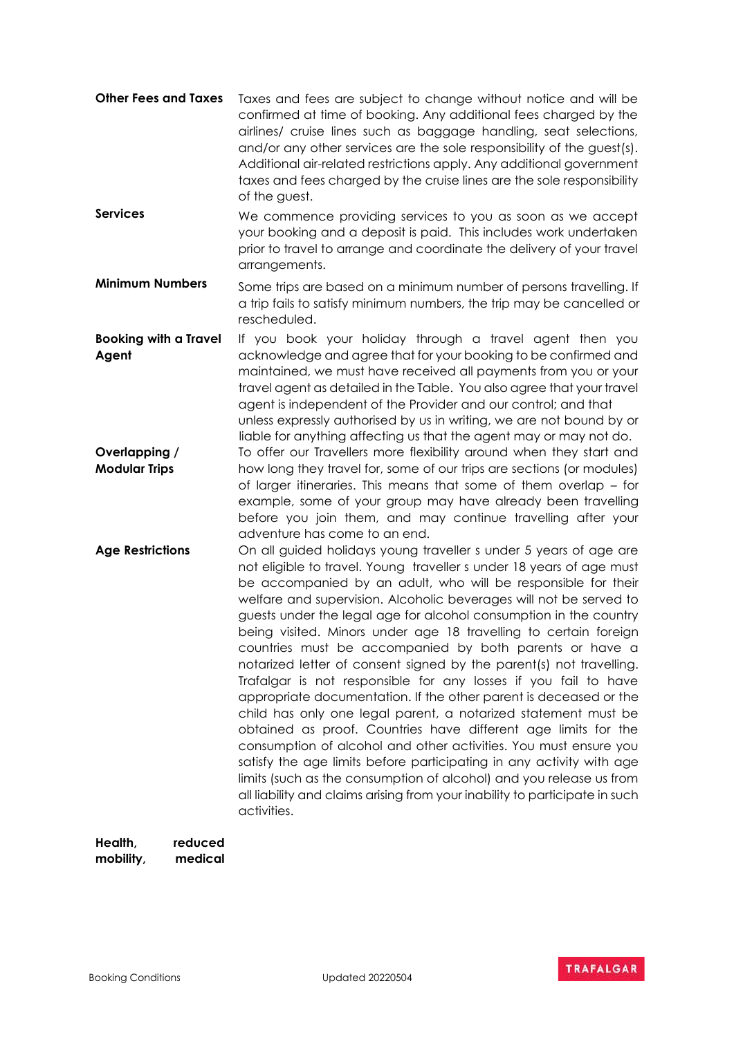**Other Fees and Taxes**

Taxes and fees are subject to change without notice and will be confirmed at time of booking. Any additional fees charged by the airlines/ cruise lines such as baggage handling, seat selections, and/or any other services are the sole responsibility of the guest(s). Additional air-related restrictions apply. Any additional government taxes and fees charged by the cruise lines are the sole responsibility of the guest.

**Services**

We commence providing services to you as soon as we accept your booking and a deposit is paid. This includes work undertaken prior to travel to arrange and coordinate the delivery of your travel arrangements.

**Minimum Numbers**

Some trips are based on a minimum number of persons travelling. If a trip fails to satisfy minimum numbers, the trip may be cancelled or rescheduled.

**Booking with a Travel Agent**

If you book your holiday through a travel agent then you acknowledge and agree that for your booking to be confirmed and maintained, we must have received all payments from you or your travel agent as detailed in the Table. You also agree that your travel agent is independent of the Provider and our control; and that unless expressly authorised by us in writing, we are not bound by or liable for anything affecting us that the agent may or may not do.

**Overlapping / Modular Trips**

To offer our Travellers more flexibility around when they start and how long they travel for, some of our trips are sections (or modules) of larger itineraries. This means that some of them overlap – for example, some of your group may have already been travelling before you join them, and may continue travelling after your adventure has come to an end.

**Age Restrictions**

On all guided holidays young traveller s under 5 years of age are not eligible to travel. Young traveller s under 18 years of age must be accompanied by an adult, who will be responsible for their welfare and supervision. Alcoholic beverages will not be served to guests under the legal age for alcohol consumption in the country being visited. Minors under age 18 travelling to certain foreign countries must be accompanied by both parents or have a notarized letter of consent signed by the parent(s) not travelling. Trafalgar is not responsible for any losses if you fail to have appropriate documentation. If the other parent is deceased or the child has only one legal parent, a notarized statement must be obtained as proof. Countries have different age limits for the consumption of alcohol and other activities. You must ensure you satisfy the age limits before participating in any activity with age limits (such as the consumption of alcohol) and you release us from all liability and claims arising from your inability to participate in such activities.

**Health, reduced mobility, medical**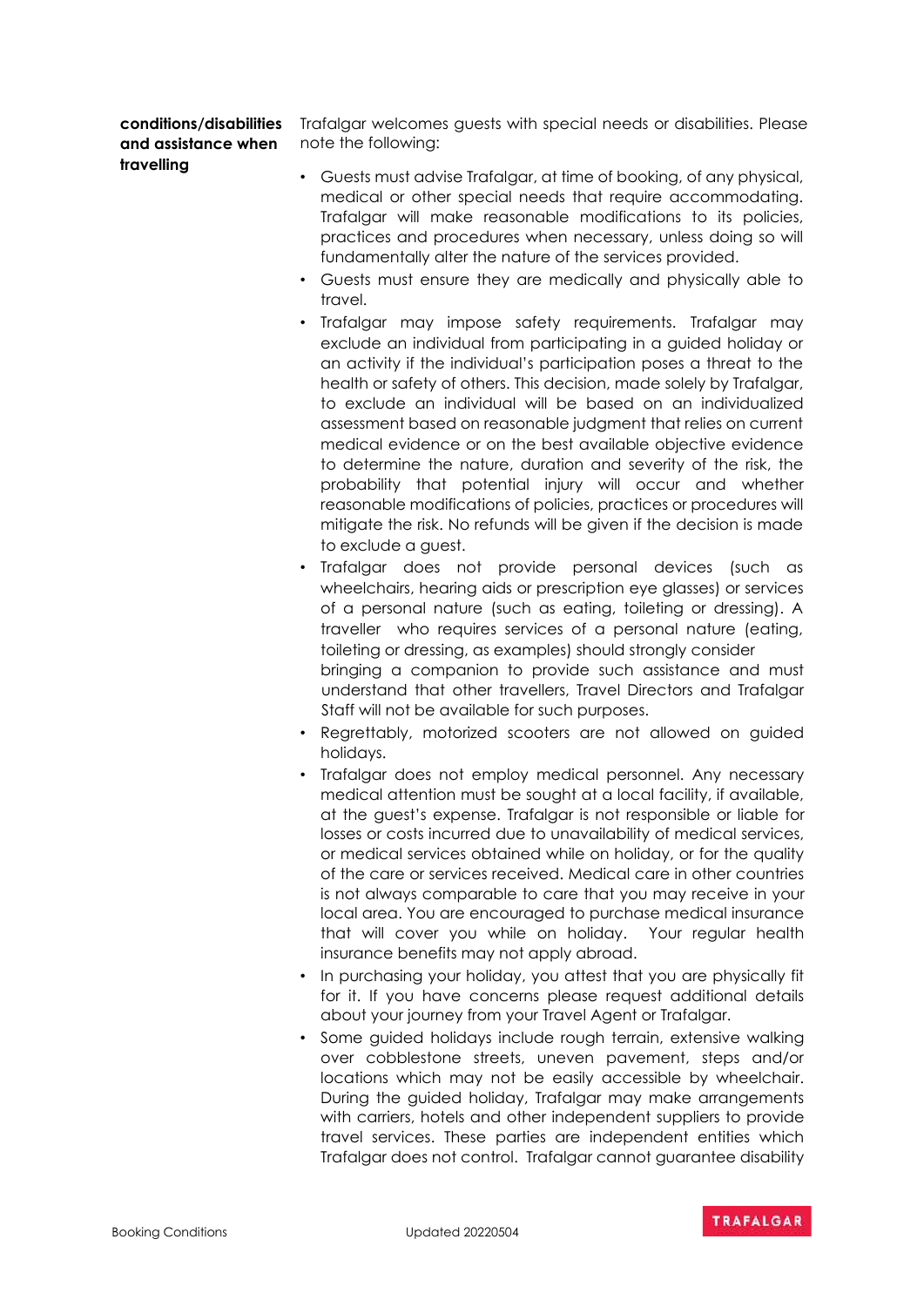**conditions/disabilities and assistance when travelling**

Trafalgar welcomes guests with special needs or disabilities. Please note the following:

- Guests must advise Trafalgar, at time of booking, of any physical, medical or other special needs that require accommodating. Trafalgar will make reasonable modifications to its policies, practices and procedures when necessary, unless doing so will fundamentally alter the nature of the services provided.
- Guests must ensure they are medically and physically able to travel.
- Trafalgar may impose safety requirements. Trafalgar may exclude an individual from participating in a guided holiday or an activity if the individual's participation poses a threat to the health or safety of others. This decision, made solely by Trafalgar, to exclude an individual will be based on an individualized assessment based on reasonable judgment that relies on current medical evidence or on the best available objective evidence to determine the nature, duration and severity of the risk, the probability that potential injury will occur and whether reasonable modifications of policies, practices or procedures will mitigate the risk. No refunds will be given if the decision is made to exclude a guest.
- Trafalgar does not provide personal devices (such as wheelchairs, hearing aids or prescription eye glasses) or services of a personal nature (such as eating, toileting or dressing). A traveller who requires services of a personal nature (eating, toileting or dressing, as examples) should strongly consider bringing a companion to provide such assistance and must understand that other travellers, Travel Directors and Trafalgar Staff will not be available for such purposes.
- Regrettably, motorized scooters are not allowed on guided holidays.
- Trafalgar does not employ medical personnel. Any necessary medical attention must be sought at a local facility, if available, at the guest's expense. Trafalgar is not responsible or liable for losses or costs incurred due to unavailability of medical services, or medical services obtained while on holiday, or for the quality of the care or services received. Medical care in other countries is not always comparable to care that you may receive in your local area. You are encouraged to purchase medical insurance that will cover you while on holiday. Your regular health insurance benefits may not apply abroad.
- In purchasing your holiday, you attest that you are physically fit for it. If you have concerns please request additional details about your journey from your Travel Agent or Trafalgar.
- Some guided holidays include rough terrain, extensive walking over cobblestone streets, uneven pavement, steps and/or locations which may not be easily accessible by wheelchair. During the guided holiday, Trafalgar may make arrangements with carriers, hotels and other independent suppliers to provide travel services. These parties are independent entities which Trafalgar does not control. Trafalgar cannot guarantee disability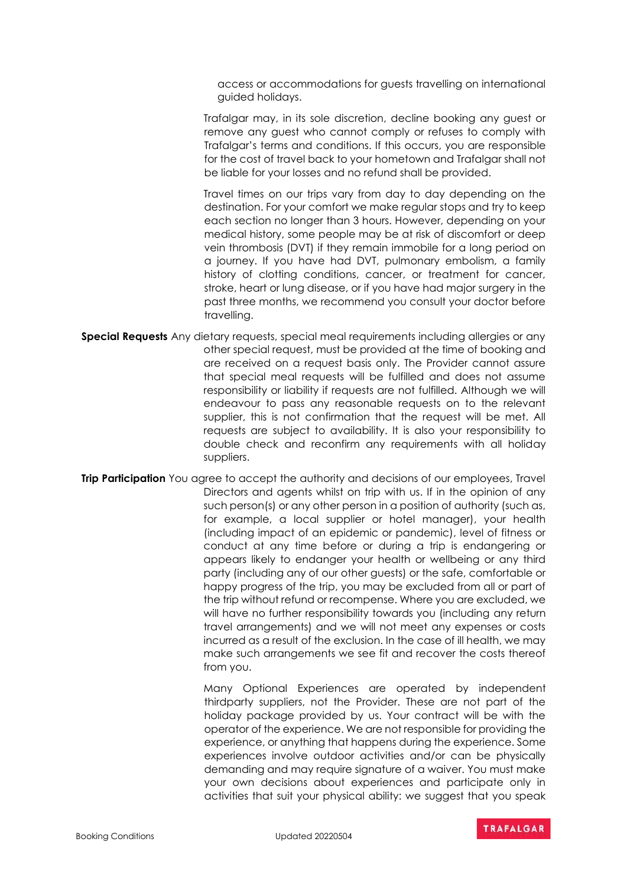access or accommodations for guests travelling on international guided holidays.

Trafalgar may, in its sole discretion, decline booking any guest or remove any guest who cannot comply or refuses to comply with Trafalgar's terms and conditions. If this occurs, you are responsible for the cost of travel back to your hometown and Trafalgar shall not be liable for your losses and no refund shall be provided.

Travel times on our trips vary from day to day depending on the destination. For your comfort we make regular stops and try to keep each section no longer than 3 hours. However, depending on your medical history, some people may be at risk of discomfort or deep vein thrombosis (DVT) if they remain immobile for a long period on a journey. If you have had DVT, pulmonary embolism, a family history of clotting conditions, cancer, or treatment for cancer, stroke, heart or lung disease, or if you have had major surgery in the past three months, we recommend you consult your doctor before travelling.

**Special Requests** Any dietary requests, special meal requirements including allergies or any other special request, must be provided at the time of booking and are received on a request basis only. The Provider cannot assure that special meal requests will be fulfilled and does not assume responsibility or liability if requests are not fulfilled. Although we will endeavour to pass any reasonable requests on to the relevant supplier, this is not confirmation that the request will be met. All requests are subject to availability. It is also your responsibility to double check and reconfirm any requirements with all holiday suppliers.

**Trip Participation** You agree to accept the authority and decisions of our employees, Travel Directors and agents whilst on trip with us. If in the opinion of any such person(s) or any other person in a position of authority (such as, for example, a local supplier or hotel manager), your health (including impact of an epidemic or pandemic), level of fitness or conduct at any time before or during a trip is endangering or appears likely to endanger your health or wellbeing or any third party (including any of our other guests) or the safe, comfortable or happy progress of the trip, you may be excluded from all or part of the trip without refund or recompense. Where you are excluded, we will have no further responsibility towards you (including any return travel arrangements) and we will not meet any expenses or costs incurred as a result of the exclusion. In the case of ill health, we may make such arrangements we see fit and recover the costs thereof from you.

Many Optional Experiences are operated by independent thirdparty suppliers, not the Provider. These are not part of the holiday package provided by us. Your contract will be with the operator of the experience. We are not responsible for providing the experience, or anything that happens during the experience. Some experiences involve outdoor activities and/or can be physically demanding and may require signature of a waiver. You must make your own decisions about experiences and participate only in activities that suit your physical ability: we suggest that you speak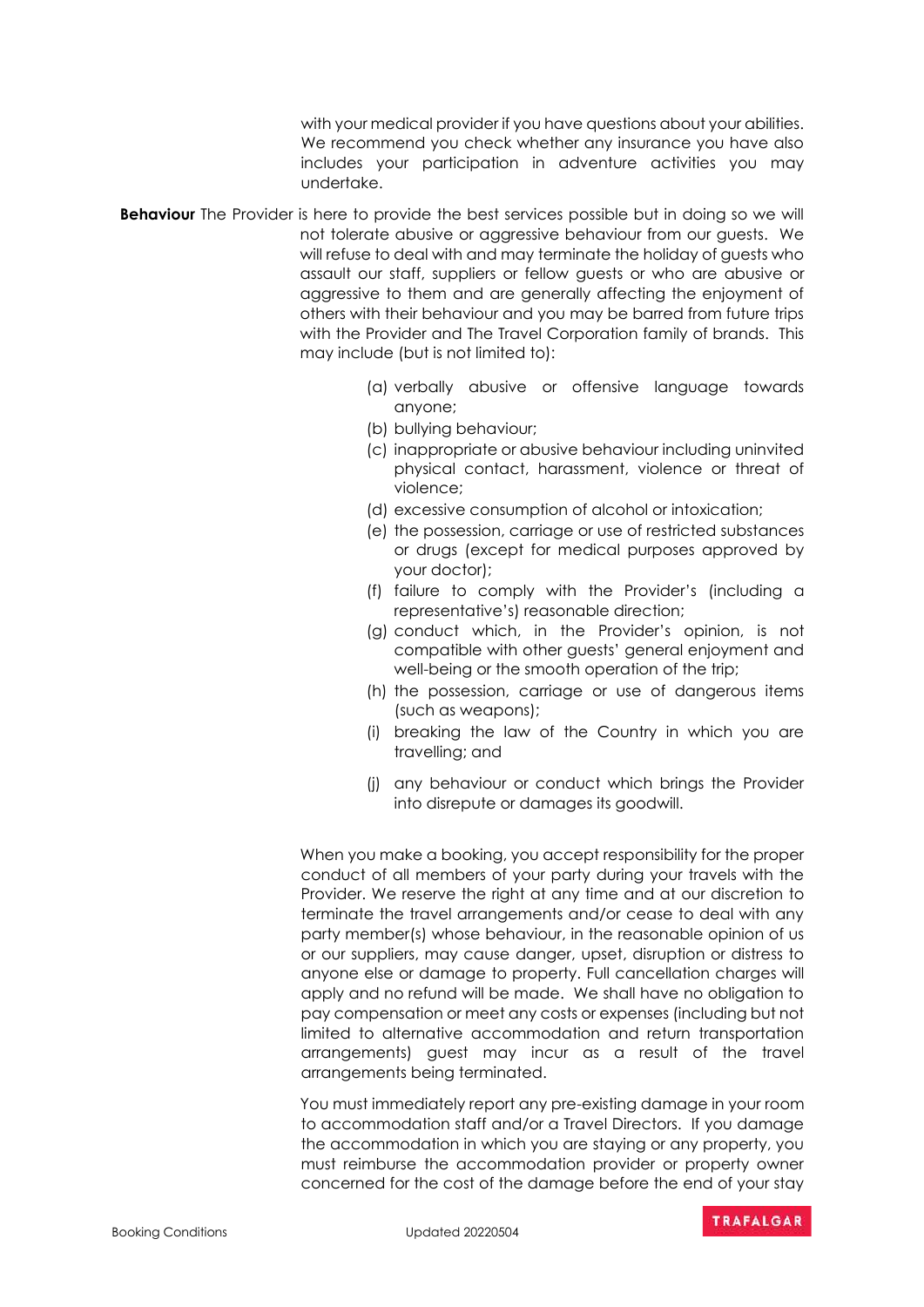with your medical provider if you have questions about your abilities. We recommend you check whether any insurance you have also includes your participation in adventure activities you may undertake.

**Behaviour** The Provider is here to provide the best services possible but in doing so we will not tolerate abusive or aggressive behaviour from our guests. We will refuse to deal with and may terminate the holiday of guests who assault our staff, suppliers or fellow guests or who are abusive or aggressive to them and are generally affecting the enjoyment of others with their behaviour and you may be barred from future trips with the Provider and The Travel Corporation family of brands. This may include (but is not limited to):

(a) verbally abusive or offensive language towards anyone;
(b) bullying behaviour;
(c) inappropriate or abusive behaviour including uninvited physical contact, harassment, violence or threat of violence;
(d) excessive consumption of alcohol or intoxication;
(e) the possession, carriage or use of restricted substances or drugs (except for medical purposes approved by your doctor);
(f) failure to comply with the Provider's (including a representative's) reasonable direction;
(g) conduct which, in the Provider's opinion, is not compatible with other guests' general enjoyment and well-being or the smooth operation of the trip;
(h) the possession, carriage or use of dangerous items (such as weapons);
(i) breaking the law of the Country in which you are travelling; and
(j) any behaviour or conduct which brings the Provider into disrepute or damages its goodwill.

When you make a booking, you accept responsibility for the proper conduct of all members of your party during your travels with the Provider. We reserve the right at any time and at our discretion to terminate the travel arrangements and/or cease to deal with any party member(s) whose behaviour, in the reasonable opinion of us or our suppliers, may cause danger, upset, disruption or distress to anyone else or damage to property. Full cancellation charges will apply and no refund will be made. We shall have no obligation to pay compensation or meet any costs or expenses (including but not limited to alternative accommodation and return transportation arrangements) guest may incur as a result of the travel arrangements being terminated.

You must immediately report any pre-existing damage in your room to accommodation staff and/or a Travel Directors. If you damage the accommodation in which you are staying or any property, you must reimburse the accommodation provider or property owner concerned for the cost of the damage before the end of your stay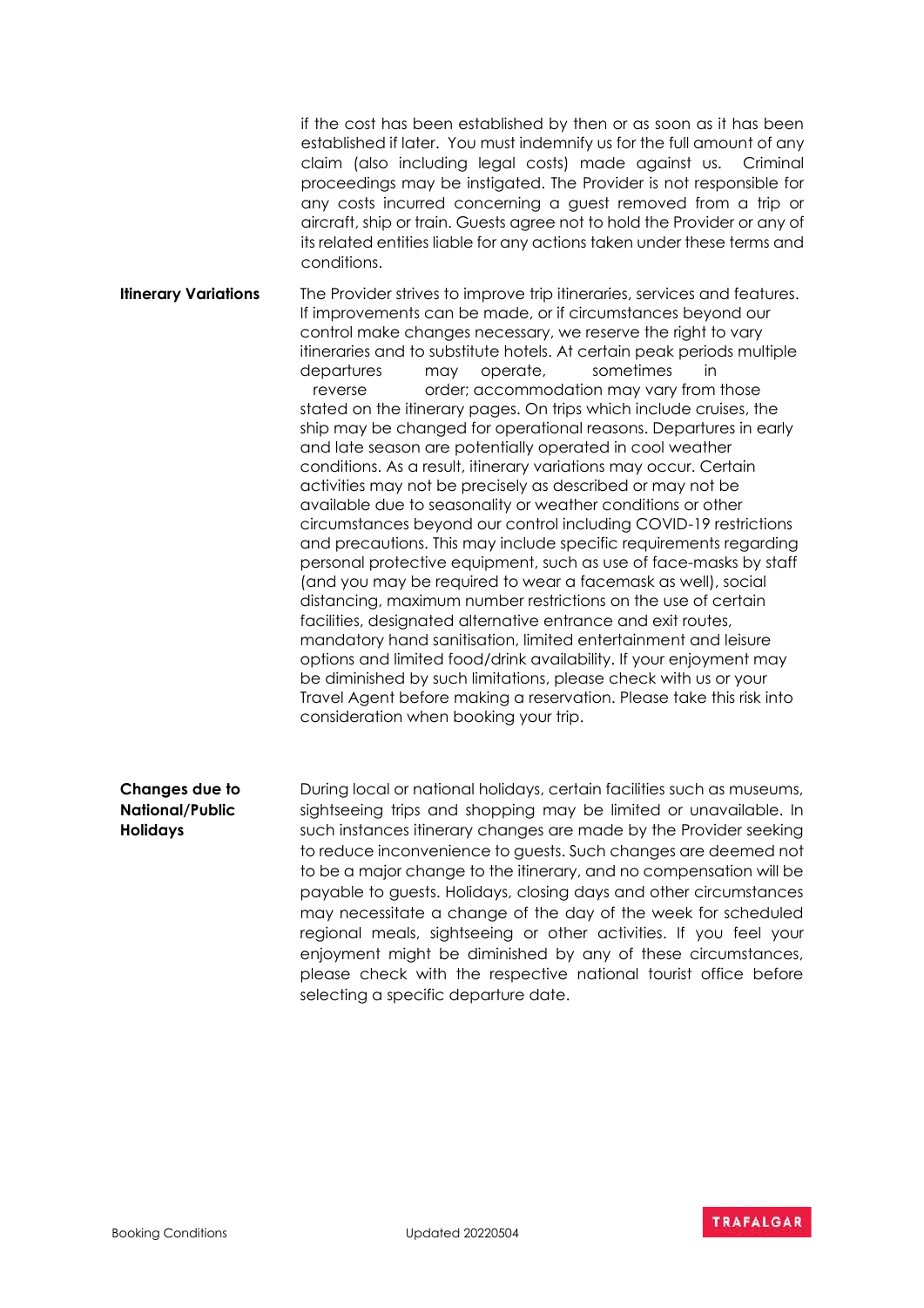if the cost has been established by then or as soon as it has been established if later. You must indemnify us for the full amount of any claim (also including legal costs) made against us. Criminal proceedings may be instigated. The Provider is not responsible for any costs incurred concerning a guest removed from a trip or aircraft, ship or train. Guests agree not to hold the Provider or any of its related entities liable for any actions taken under these terms and conditions.

**Itinerary Variations**

The Provider strives to improve trip itineraries, services and features. If improvements can be made, or if circumstances beyond our control make changes necessary, we reserve the right to vary itineraries and to substitute hotels. At certain peak periods multiple departures may operate, sometimes in reverse order; accommodation may vary from those stated on the itinerary pages. On trips which include cruises, the ship may be changed for operational reasons. Departures in early and late season are potentially operated in cool weather conditions. As a result, itinerary variations may occur. Certain activities may not be precisely as described or may not be available due to seasonality or weather conditions or other circumstances beyond our control including COVID-19 restrictions and precautions. This may include specific requirements regarding personal protective equipment, such as use of face-masks by staff (and you may be required to wear a facemask as well), social distancing, maximum number restrictions on the use of certain facilities, designated alternative entrance and exit routes, mandatory hand sanitisation, limited entertainment and leisure options and limited food/drink availability. If your enjoyment may be diminished by such limitations, please check with us or your Travel Agent before making a reservation. Please take this risk into consideration when booking your trip.

**Changes due to National/Public Holidays**

During local or national holidays, certain facilities such as museums, sightseeing trips and shopping may be limited or unavailable. In such instances itinerary changes are made by the Provider seeking to reduce inconvenience to guests. Such changes are deemed not to be a major change to the itinerary, and no compensation will be payable to guests. Holidays, closing days and other circumstances may necessitate a change of the day of the week for scheduled regional meals, sightseeing or other activities. If you feel your enjoyment might be diminished by any of these circumstances, please check with the respective national tourist office before selecting a specific departure date.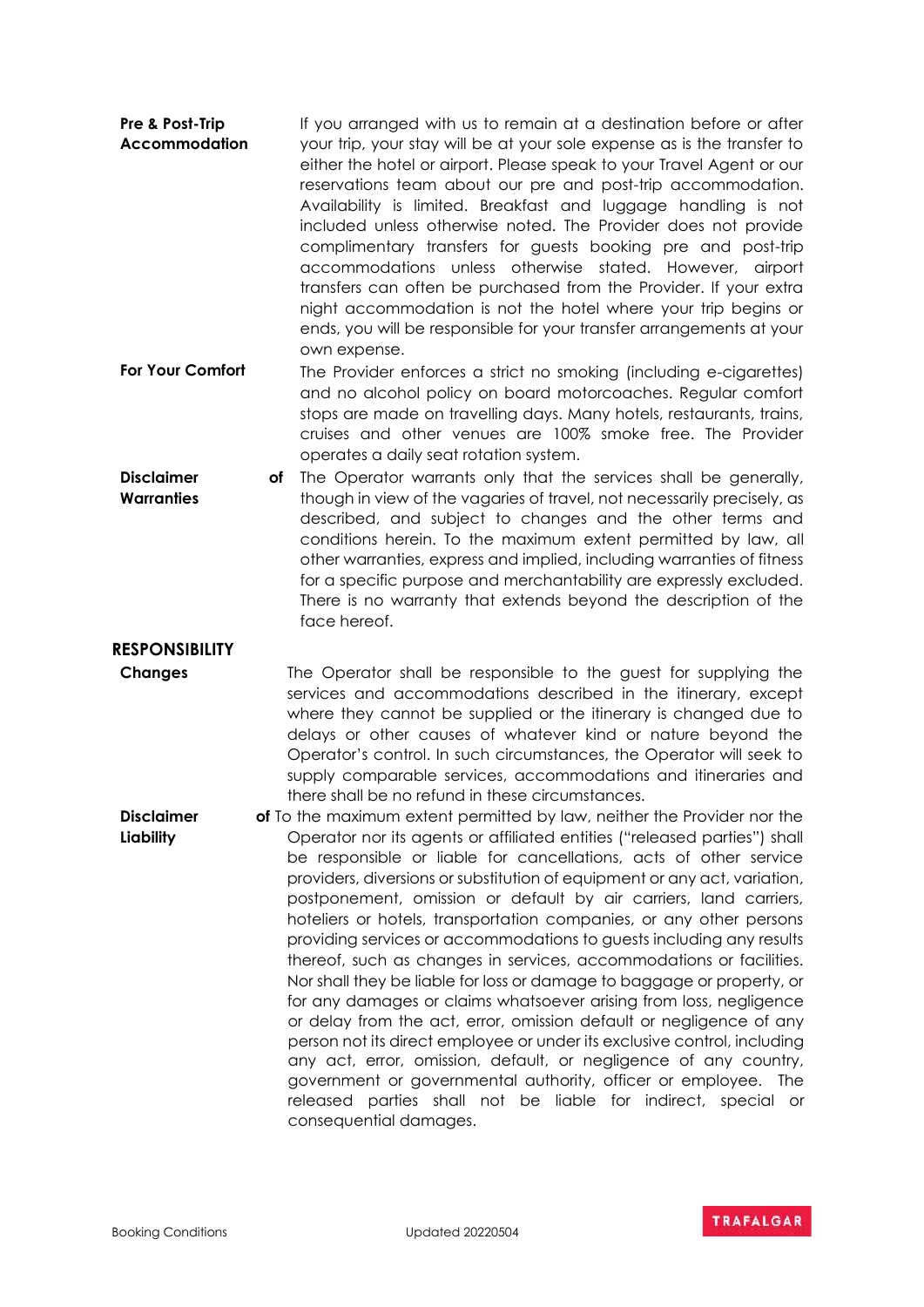**Pre & Post-Trip Accommodation**

If you arranged with us to remain at a destination before or after your trip, your stay will be at your sole expense as is the transfer to either the hotel or airport. Please speak to your Travel Agent or our reservations team about our pre and post-trip accommodation. Availability is limited. Breakfast and luggage handling is not included unless otherwise noted. The Provider does not provide complimentary transfers for guests booking pre and post-trip accommodations unless otherwise stated. However, airport transfers can often be purchased from the Provider. If your extra night accommodation is not the hotel where your trip begins or ends, you will be responsible for your transfer arrangements at your own expense.

**For Your Comfort**

The Provider enforces a strict no smoking (including e-cigarettes) and no alcohol policy on board motorcoaches. Regular comfort stops are made on travelling days. Many hotels, restaurants, trains, cruises and other venues are 100% smoke free. The Provider operates a daily seat rotation system.

**Disclaimer of Warranties**

The Operator warrants only that the services shall be generally, though in view of the vagaries of travel, not necessarily precisely, as described, and subject to changes and the other terms and conditions herein. To the maximum extent permitted by law, all other warranties, express and implied, including warranties of fitness for a specific purpose and merchantability are expressly excluded. There is no warranty that extends beyond the description of the face hereof.

## RESPONSIBILITY

**Changes**

The Operator shall be responsible to the guest for supplying the services and accommodations described in the itinerary, except where they cannot be supplied or the itinerary is changed due to delays or other causes of whatever kind or nature beyond the Operator's control. In such circumstances, the Operator will seek to supply comparable services, accommodations and itineraries and there shall be no refund in these circumstances.

**Disclaimer of Liability**

To the maximum extent permitted by law, neither the Provider nor the Operator nor its agents or affiliated entities ("released parties") shall be responsible or liable for cancellations, acts of other service providers, diversions or substitution of equipment or any act, variation, postponement, omission or default by air carriers, land carriers, hoteliers or hotels, transportation companies, or any other persons providing services or accommodations to guests including any results thereof, such as changes in services, accommodations or facilities. Nor shall they be liable for loss or damage to baggage or property, or for any damages or claims whatsoever arising from loss, negligence or delay from the act, error, omission default or negligence of any person not its direct employee or under its exclusive control, including any act, error, omission, default, or negligence of any country, government or governmental authority, officer or employee. The released parties shall not be liable for indirect, special or consequential damages.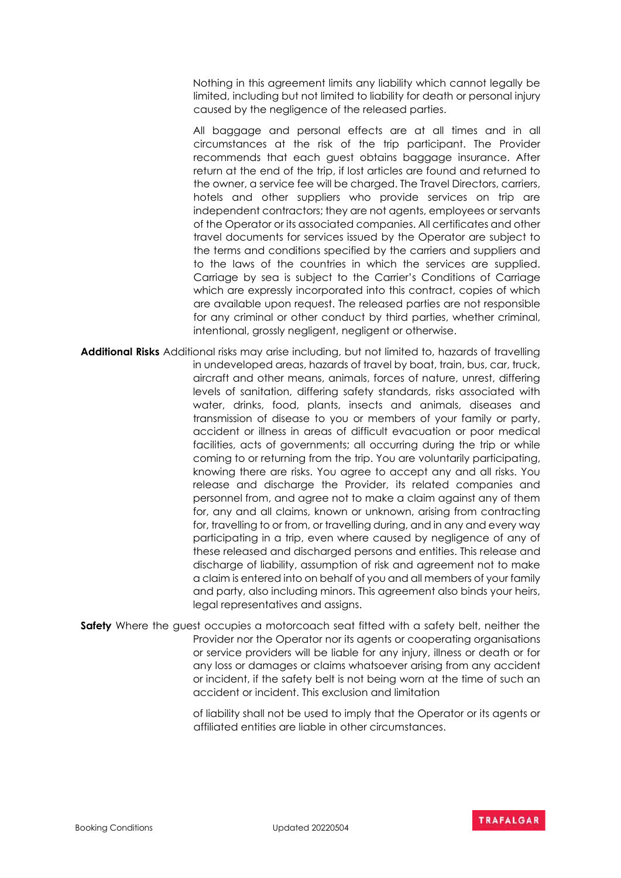Nothing in this agreement limits any liability which cannot legally be limited, including but not limited to liability for death or personal injury caused by the negligence of the released parties.

All baggage and personal effects are at all times and in all circumstances at the risk of the trip participant. The Provider recommends that each guest obtains baggage insurance. After return at the end of the trip, if lost articles are found and returned to the owner, a service fee will be charged. The Travel Directors, carriers, hotels and other suppliers who provide services on trip are independent contractors; they are not agents, employees or servants of the Operator or its associated companies. All certificates and other travel documents for services issued by the Operator are subject to the terms and conditions specified by the carriers and suppliers and to the laws of the countries in which the services are supplied. Carriage by sea is subject to the Carrier's Conditions of Carriage which are expressly incorporated into this contract, copies of which are available upon request. The released parties are not responsible for any criminal or other conduct by third parties, whether criminal, intentional, grossly negligent, negligent or otherwise.

**Additional Risks** Additional risks may arise including, but not limited to, hazards of travelling in undeveloped areas, hazards of travel by boat, train, bus, car, truck, aircraft and other means, animals, forces of nature, unrest, differing levels of sanitation, differing safety standards, risks associated with water, drinks, food, plants, insects and animals, diseases and transmission of disease to you or members of your family or party, accident or illness in areas of difficult evacuation or poor medical facilities, acts of governments; all occurring during the trip or while coming to or returning from the trip. You are voluntarily participating, knowing there are risks. You agree to accept any and all risks. You release and discharge the Provider, its related companies and personnel from, and agree not to make a claim against any of them for, any and all claims, known or unknown, arising from contracting for, travelling to or from, or travelling during, and in any and every way participating in a trip, even where caused by negligence of any of these released and discharged persons and entities. This release and discharge of liability, assumption of risk and agreement not to make a claim is entered into on behalf of you and all members of your family and party, also including minors. This agreement also binds your heirs, legal representatives and assigns.

**Safety** Where the guest occupies a motorcoach seat fitted with a safety belt, neither the Provider nor the Operator nor its agents or cooperating organisations or service providers will be liable for any injury, illness or death or for any loss or damages or claims whatsoever arising from any accident or incident, if the safety belt is not being worn at the time of such an accident or incident. This exclusion and limitation

of liability shall not be used to imply that the Operator or its agents or affiliated entities are liable in other circumstances.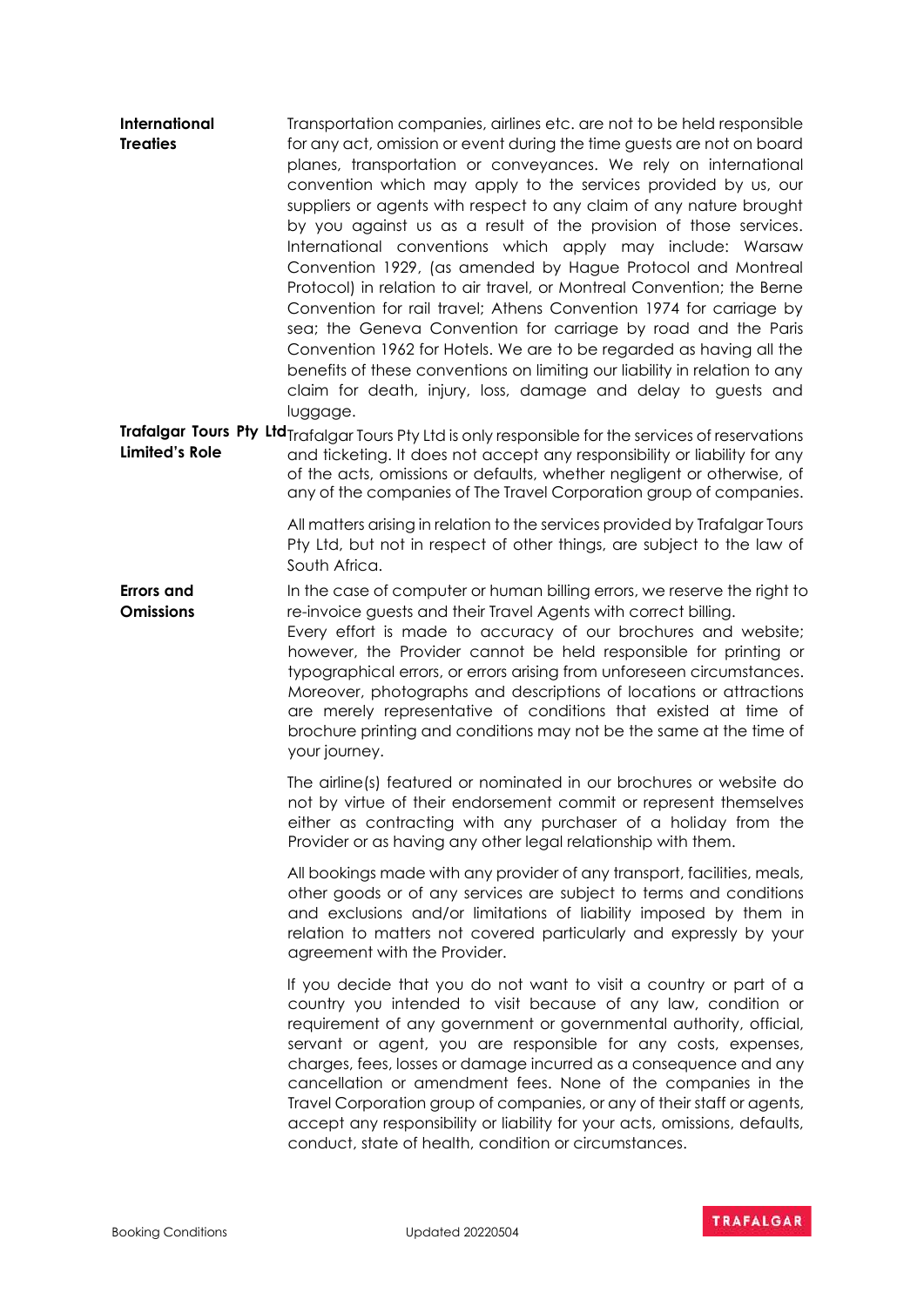**International Treaties**

Transportation companies, airlines etc. are not to be held responsible for any act, omission or event during the time guests are not on board planes, transportation or conveyances. We rely on international convention which may apply to the services provided by us, our suppliers or agents with respect to any claim of any nature brought by you against us as a result of the provision of those services. International conventions which apply may include: Warsaw Convention 1929, (as amended by Hague Protocol and Montreal Protocol) in relation to air travel, or Montreal Convention; the Berne Convention for rail travel; Athens Convention 1974 for carriage by sea; the Geneva Convention for carriage by road and the Paris Convention 1962 for Hotels. We are to be regarded as having all the benefits of these conventions on limiting our liability in relation to any claim for death, injury, loss, damage and delay to guests and luggage.

**Trafalgar Tours Pty Ltd Limited's Role**

Trafalgar Tours Pty Ltd is only responsible for the services of reservations and ticketing. It does not accept any responsibility or liability for any of the acts, omissions or defaults, whether negligent or otherwise, of any of the companies of The Travel Corporation group of companies.

All matters arising in relation to the services provided by Trafalgar Tours Pty Ltd, but not in respect of other things, are subject to the law of South Africa.

**Errors and Omissions**

In the case of computer or human billing errors, we reserve the right to re-invoice guests and their Travel Agents with correct billing.
Every effort is made to accuracy of our brochures and website; however, the Provider cannot be held responsible for printing or typographical errors, or errors arising from unforeseen circumstances. Moreover, photographs and descriptions of locations or attractions are merely representative of conditions that existed at time of brochure printing and conditions may not be the same at the time of your journey.

The airline(s) featured or nominated in our brochures or website do not by virtue of their endorsement commit or represent themselves either as contracting with any purchaser of a holiday from the Provider or as having any other legal relationship with them.

All bookings made with any provider of any transport, facilities, meals, other goods or of any services are subject to terms and conditions and exclusions and/or limitations of liability imposed by them in relation to matters not covered particularly and expressly by your agreement with the Provider.

If you decide that you do not want to visit a country or part of a country you intended to visit because of any law, condition or requirement of any government or governmental authority, official, servant or agent, you are responsible for any costs, expenses, charges, fees, losses or damage incurred as a consequence and any cancellation or amendment fees. None of the companies in the Travel Corporation group of companies, or any of their staff or agents, accept any responsibility or liability for your acts, omissions, defaults, conduct, state of health, condition or circumstances.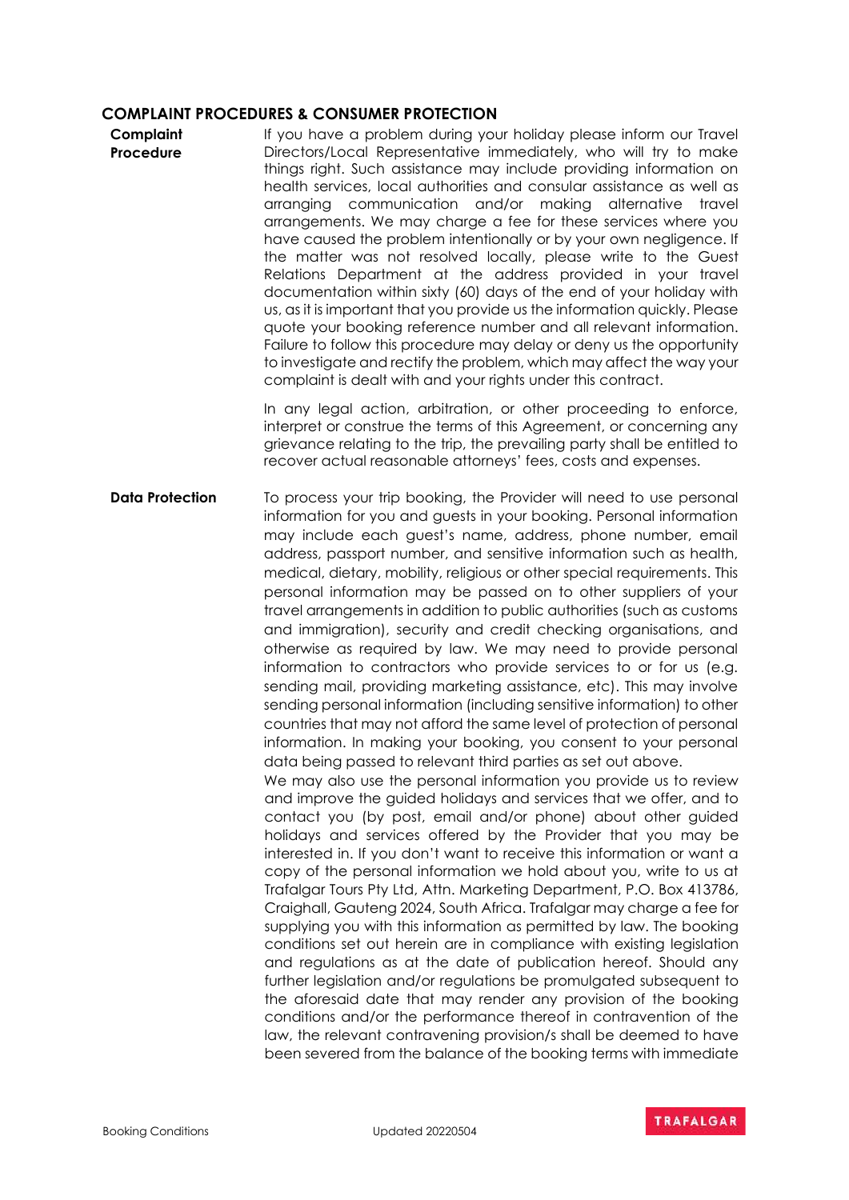## COMPLAINT PROCEDURES & CONSUMER PROTECTION

**Complaint Procedure**

If you have a problem during your holiday please inform our Travel Directors/Local Representative immediately, who will try to make things right. Such assistance may include providing information on health services, local authorities and consular assistance as well as arranging communication and/or making alternative travel arrangements. We may charge a fee for these services where you have caused the problem intentionally or by your own negligence. If the matter was not resolved locally, please write to the Guest Relations Department at the address provided in your travel documentation within sixty (60) days of the end of your holiday with us, as it is important that you provide us the information quickly. Please quote your booking reference number and all relevant information. Failure to follow this procedure may delay or deny us the opportunity to investigate and rectify the problem, which may affect the way your complaint is dealt with and your rights under this contract.

In any legal action, arbitration, or other proceeding to enforce, interpret or construe the terms of this Agreement, or concerning any grievance relating to the trip, the prevailing party shall be entitled to recover actual reasonable attorneys' fees, costs and expenses.

**Data Protection**

To process your trip booking, the Provider will need to use personal information for you and guests in your booking. Personal information may include each guest's name, address, phone number, email address, passport number, and sensitive information such as health, medical, dietary, mobility, religious or other special requirements. This personal information may be passed on to other suppliers of your travel arrangements in addition to public authorities (such as customs and immigration), security and credit checking organisations, and otherwise as required by law. We may need to provide personal information to contractors who provide services to or for us (e.g. sending mail, providing marketing assistance, etc). This may involve sending personal information (including sensitive information) to other countries that may not afford the same level of protection of personal information. In making your booking, you consent to your personal data being passed to relevant third parties as set out above.

We may also use the personal information you provide us to review and improve the guided holidays and services that we offer, and to contact you (by post, email and/or phone) about other guided holidays and services offered by the Provider that you may be interested in. If you don't want to receive this information or want a copy of the personal information we hold about you, write to us at Trafalgar Tours Pty Ltd, Attn. Marketing Department, P.O. Box 413786, Craighall, Gauteng 2024, South Africa. Trafalgar may charge a fee for supplying you with this information as permitted by law. The booking conditions set out herein are in compliance with existing legislation and regulations as at the date of publication hereof. Should any further legislation and/or regulations be promulgated subsequent to the aforesaid date that may render any provision of the booking conditions and/or the performance thereof in contravention of the law, the relevant contravening provision/s shall be deemed to have been severed from the balance of the booking terms with immediate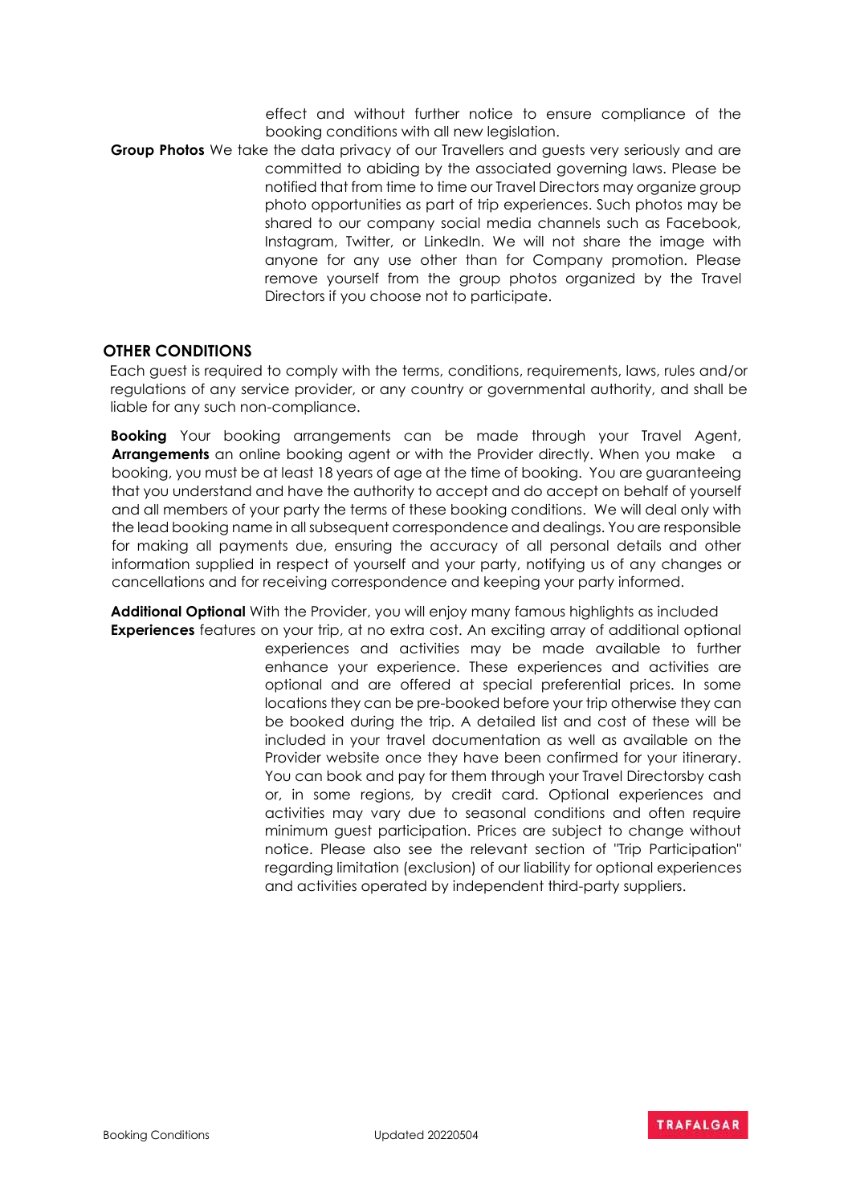effect and without further notice to ensure compliance of the booking conditions with all new legislation.

**Group Photos** We take the data privacy of our Travellers and guests very seriously and are committed to abiding by the associated governing laws. Please be notified that from time to time our Travel Directors may organize group photo opportunities as part of trip experiences. Such photos may be shared to our company social media channels such as Facebook, Instagram, Twitter, or LinkedIn. We will not share the image with anyone for any use other than for Company promotion. Please remove yourself from the group photos organized by the Travel Directors if you choose not to participate.

## OTHER CONDITIONS

Each guest is required to comply with the terms, conditions, requirements, laws, rules and/or regulations of any service provider, or any country or governmental authority, and shall be liable for any such non-compliance.

**Booking Arrangements** Your booking arrangements can be made through your Travel Agent, an online booking agent or with the Provider directly. When you make a booking, you must be at least 18 years of age at the time of booking. You are guaranteeing that you understand and have the authority to accept and do accept on behalf of yourself and all members of your party the terms of these booking conditions. We will deal only with the lead booking name in all subsequent correspondence and dealings. You are responsible for making all payments due, ensuring the accuracy of all personal details and other information supplied in respect of yourself and your party, notifying us of any changes or cancellations and for receiving correspondence and keeping your party informed.

**Additional Optional Experiences** With the Provider, you will enjoy many famous highlights as included features on your trip, at no extra cost. An exciting array of additional optional experiences and activities may be made available to further enhance your experience. These experiences and activities are optional and are offered at special preferential prices. In some locations they can be pre-booked before your trip otherwise they can be booked during the trip. A detailed list and cost of these will be included in your travel documentation as well as available on the Provider website once they have been confirmed for your itinerary. You can book and pay for them through your Travel Directorsby cash or, in some regions, by credit card. Optional experiences and activities may vary due to seasonal conditions and often require minimum guest participation. Prices are subject to change without notice. Please also see the relevant section of "Trip Participation" regarding limitation (exclusion) of our liability for optional experiences and activities operated by independent third-party suppliers.